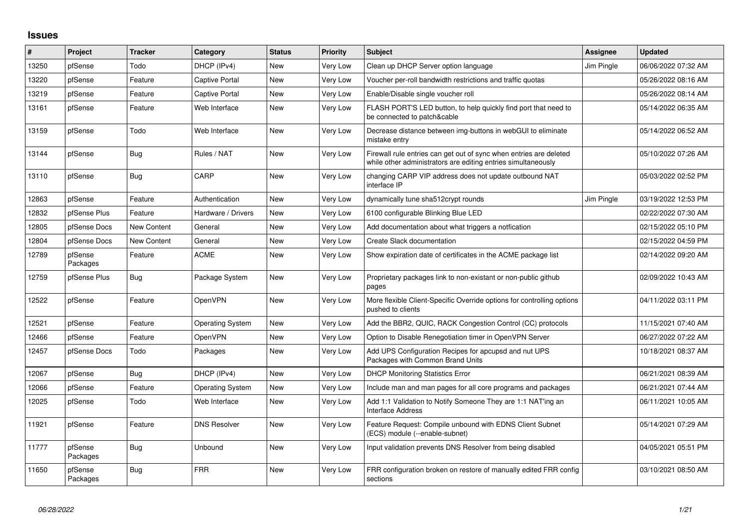# Issues

| # | Project | Tracker | Category | Status | Priority | Subject | Assignee | Updated |
|---|---|---|---|---|---|---|---|---|
| 13250 | pfSense | Todo | DHCP (IPv4) | New | Very Low | Clean up DHCP Server option language | Jim Pingle | 06/06/2022 07:32 AM |
| 13220 | pfSense | Feature | Captive Portal | New | Very Low | Voucher per-roll bandwidth restrictions and traffic quotas | | 05/26/2022 08:16 AM |
| 13219 | pfSense | Feature | Captive Portal | New | Very Low | Enable/Disable single voucher roll | | 05/26/2022 08:14 AM |
| 13161 | pfSense | Feature | Web Interface | New | Very Low | FLASH PORT'S LED button, to help quickly find port that need to be connected to patch&cable | | 05/14/2022 06:35 AM |
| 13159 | pfSense | Todo | Web Interface | New | Very Low | Decrease distance between img-buttons in webGUI to eliminate mistake entry | | 05/14/2022 06:52 AM |
| 13144 | pfSense | Bug | Rules / NAT | New | Very Low | Firewall rule entries can get out of sync when entries are deleted while other administrators are editing entries simultaneously | | 05/10/2022 07:26 AM |
| 13110 | pfSense | Bug | CARP | New | Very Low | changing CARP VIP address does not update outbound NAT interface IP | | 05/03/2022 02:52 PM |
| 12863 | pfSense | Feature | Authentication | New | Very Low | dynamically tune sha512crypt rounds | Jim Pingle | 03/19/2022 12:53 PM |
| 12832 | pfSense Plus | Feature | Hardware / Drivers | New | Very Low | 6100 configurable Blinking Blue LED | | 02/22/2022 07:30 AM |
| 12805 | pfSense Docs | New Content | General | New | Very Low | Add documentation about what triggers a notfication | | 02/15/2022 05:10 PM |
| 12804 | pfSense Docs | New Content | General | New | Very Low | Create Slack documentation | | 02/15/2022 04:59 PM |
| 12789 | pfSense Packages | Feature | ACME | New | Very Low | Show expiration date of certificates in the ACME package list | | 02/14/2022 09:20 AM |
| 12759 | pfSense Plus | Bug | Package System | New | Very Low | Proprietary packages link to non-existant or non-public github pages | | 02/09/2022 10:43 AM |
| 12522 | pfSense | Feature | OpenVPN | New | Very Low | More flexible Client-Specific Override options for controlling options pushed to clients | | 04/11/2022 03:11 PM |
| 12521 | pfSense | Feature | Operating System | New | Very Low | Add the BBR2, QUIC, RACK Congestion Control (CC) protocols | | 11/15/2021 07:40 AM |
| 12466 | pfSense | Feature | OpenVPN | New | Very Low | Option to Disable Renegotiation timer in OpenVPN Server | | 06/27/2022 07:22 AM |
| 12457 | pfSense Docs | Todo | Packages | New | Very Low | Add UPS Configuration Recipes for apcupsd and nut UPS Packages with Common Brand Units | | 10/18/2021 08:37 AM |
| 12067 | pfSense | Bug | DHCP (IPv4) | New | Very Low | DHCP Monitoring Statistics Error | | 06/21/2021 08:39 AM |
| 12066 | pfSense | Feature | Operating System | New | Very Low | Include man and man pages for all core programs and packages | | 06/21/2021 07:44 AM |
| 12025 | pfSense | Todo | Web Interface | New | Very Low | Add 1:1 Validation to Notify Someone They are 1:1 NAT'ing an Interface Address | | 06/11/2021 10:05 AM |
| 11921 | pfSense | Feature | DNS Resolver | New | Very Low | Feature Request: Compile unbound with EDNS Client Subnet (ECS) module (--enable-subnet) | | 05/14/2021 07:29 AM |
| 11777 | pfSense Packages | Bug | Unbound | New | Very Low | Input validation prevents DNS Resolver from being disabled | | 04/05/2021 05:51 PM |
| 11650 | pfSense Packages | Bug | FRR | New | Very Low | FRR configuration broken on restore of manually edited FRR config sections | | 03/10/2021 08:50 AM |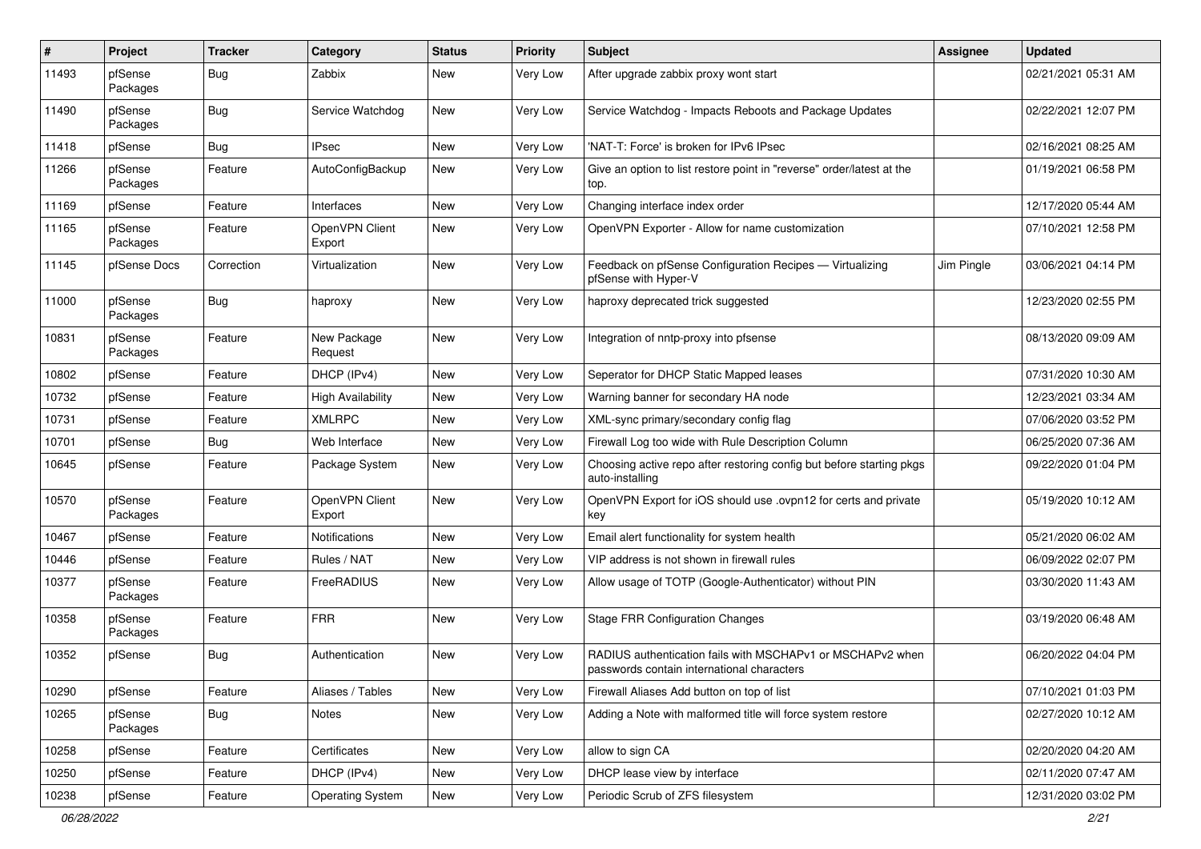| # | Project | Tracker | Category | Status | Priority | Subject | Assignee | Updated |
|---|---|---|---|---|---|---|---|---|
| 11493 | pfSense Packages | Bug | Zabbix | New | Very Low | After upgrade zabbix proxy wont start | | 02/21/2021 05:31 AM |
| 11490 | pfSense Packages | Bug | Service Watchdog | New | Very Low | Service Watchdog - Impacts Reboots and Package Updates | | 02/22/2021 12:07 PM |
| 11418 | pfSense | Bug | IPsec | New | Very Low | 'NAT-T: Force' is broken for IPv6 IPsec | | 02/16/2021 08:25 AM |
| 11266 | pfSense Packages | Feature | AutoConfigBackup | New | Very Low | Give an option to list restore point in "reverse" order/latest at the top. | | 01/19/2021 06:58 PM |
| 11169 | pfSense | Feature | Interfaces | New | Very Low | Changing interface index order | | 12/17/2020 05:44 AM |
| 11165 | pfSense Packages | Feature | OpenVPN Client Export | New | Very Low | OpenVPN Exporter - Allow for name customization | | 07/10/2021 12:58 PM |
| 11145 | pfSense Docs | Correction | Virtualization | New | Very Low | Feedback on pfSense Configuration Recipes — Virtualizing pfSense with Hyper-V | Jim Pingle | 03/06/2021 04:14 PM |
| 11000 | pfSense Packages | Bug | haproxy | New | Very Low | haproxy deprecated trick suggested | | 12/23/2020 02:55 PM |
| 10831 | pfSense Packages | Feature | New Package Request | New | Very Low | Integration of nntp-proxy into pfsense | | 08/13/2020 09:09 AM |
| 10802 | pfSense | Feature | DHCP (IPv4) | New | Very Low | Seperator for DHCP Static Mapped leases | | 07/31/2020 10:30 AM |
| 10732 | pfSense | Feature | High Availability | New | Very Low | Warning banner for secondary HA node | | 12/23/2021 03:34 AM |
| 10731 | pfSense | Feature | XMLRPC | New | Very Low | XML-sync primary/secondary config flag | | 07/06/2020 03:52 PM |
| 10701 | pfSense | Bug | Web Interface | New | Very Low | Firewall Log too wide with Rule Description Column | | 06/25/2020 07:36 AM |
| 10645 | pfSense | Feature | Package System | New | Very Low | Choosing active repo after restoring config but before starting pkgs auto-installing | | 09/22/2020 01:04 PM |
| 10570 | pfSense Packages | Feature | OpenVPN Client Export | New | Very Low | OpenVPN Export for iOS should use .ovpn12 for certs and private key | | 05/19/2020 10:12 AM |
| 10467 | pfSense | Feature | Notifications | New | Very Low | Email alert functionality for system health | | 05/21/2020 06:02 AM |
| 10446 | pfSense | Feature | Rules / NAT | New | Very Low | VIP address is not shown in firewall rules | | 06/09/2022 02:07 PM |
| 10377 | pfSense Packages | Feature | FreeRADIUS | New | Very Low | Allow usage of TOTP (Google-Authenticator) without PIN | | 03/30/2020 11:43 AM |
| 10358 | pfSense Packages | Feature | FRR | New | Very Low | Stage FRR Configuration Changes | | 03/19/2020 06:48 AM |
| 10352 | pfSense | Bug | Authentication | New | Very Low | RADIUS authentication fails with MSCHAPv1 or MSCHAPv2 when passwords contain international characters | | 06/20/2022 04:04 PM |
| 10290 | pfSense | Feature | Aliases / Tables | New | Very Low | Firewall Aliases Add button on top of list | | 07/10/2021 01:03 PM |
| 10265 | pfSense Packages | Bug | Notes | New | Very Low | Adding a Note with malformed title will force system restore | | 02/27/2020 10:12 AM |
| 10258 | pfSense | Feature | Certificates | New | Very Low | allow to sign CA | | 02/20/2020 04:20 AM |
| 10250 | pfSense | Feature | DHCP (IPv4) | New | Very Low | DHCP lease view by interface | | 02/11/2020 07:47 AM |
| 10238 | pfSense | Feature | Operating System | New | Very Low | Periodic Scrub of ZFS filesystem | | 12/31/2020 03:02 PM |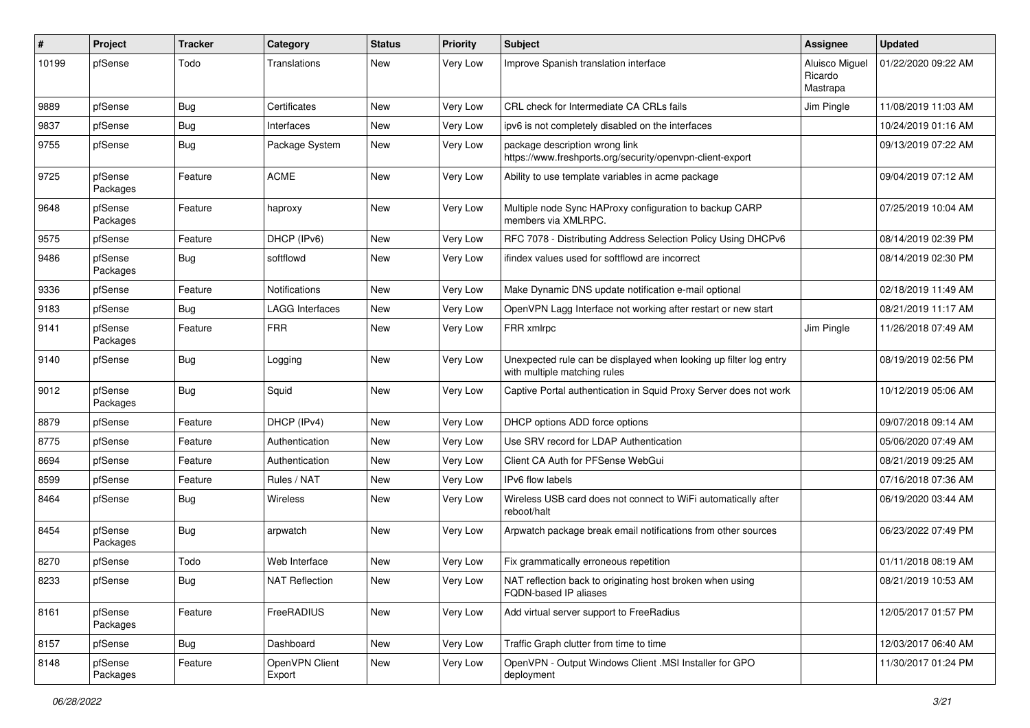| # | Project | Tracker | Category | Status | Priority | Subject | Assignee | Updated |
|---|---|---|---|---|---|---|---|---|
| 10199 | pfSense | Todo | Translations | New | Very Low | Improve Spanish translation interface | Aluisco Miguel Ricardo Mastrapa | 01/22/2020 09:22 AM |
| 9889 | pfSense | Bug | Certificates | New | Very Low | CRL check for Intermediate CA CRLs fails | Jim Pingle | 11/08/2019 11:03 AM |
| 9837 | pfSense | Bug | Interfaces | New | Very Low | ipv6 is not completely disabled on the interfaces | | 10/24/2019 01:16 AM |
| 9755 | pfSense | Bug | Package System | New | Very Low | package description wrong link https://www.freshports.org/security/openvpn-client-export | | 09/13/2019 07:22 AM |
| 9725 | pfSense Packages | Feature | ACME | New | Very Low | Ability to use template variables in acme package | | 09/04/2019 07:12 AM |
| 9648 | pfSense Packages | Feature | haproxy | New | Very Low | Multiple node Sync HAProxy configuration to backup CARP members via XMLRPC. | | 07/25/2019 10:04 AM |
| 9575 | pfSense | Feature | DHCP (IPv6) | New | Very Low | RFC 7078 - Distributing Address Selection Policy Using DHCPv6 | | 08/14/2019 02:39 PM |
| 9486 | pfSense Packages | Bug | softflowd | New | Very Low | ifindex values used for softflowd are incorrect | | 08/14/2019 02:30 PM |
| 9336 | pfSense | Feature | Notifications | New | Very Low | Make Dynamic DNS update notification e-mail optional | | 02/18/2019 11:49 AM |
| 9183 | pfSense | Bug | LAGG Interfaces | New | Very Low | OpenVPN Lagg Interface not working after restart or new start | | 08/21/2019 11:17 AM |
| 9141 | pfSense Packages | Feature | FRR | New | Very Low | FRR xmlrpc | Jim Pingle | 11/26/2018 07:49 AM |
| 9140 | pfSense | Bug | Logging | New | Very Low | Unexpected rule can be displayed when looking up filter log entry with multiple matching rules | | 08/19/2019 02:56 PM |
| 9012 | pfSense Packages | Bug | Squid | New | Very Low | Captive Portal authentication in Squid Proxy Server does not work | | 10/12/2019 05:06 AM |
| 8879 | pfSense | Feature | DHCP (IPv4) | New | Very Low | DHCP options ADD force options | | 09/07/2018 09:14 AM |
| 8775 | pfSense | Feature | Authentication | New | Very Low | Use SRV record for LDAP Authentication | | 05/06/2020 07:49 AM |
| 8694 | pfSense | Feature | Authentication | New | Very Low | Client CA Auth for PFSense WebGui | | 08/21/2019 09:25 AM |
| 8599 | pfSense | Feature | Rules / NAT | New | Very Low | IPv6 flow labels | | 07/16/2018 07:36 AM |
| 8464 | pfSense | Bug | Wireless | New | Very Low | Wireless USB card does not connect to WiFi automatically after reboot/halt | | 06/19/2020 03:44 AM |
| 8454 | pfSense Packages | Bug | arpwatch | New | Very Low | Arpwatch package break email notifications from other sources | | 06/23/2022 07:49 PM |
| 8270 | pfSense | Todo | Web Interface | New | Very Low | Fix grammatically erroneous repetition | | 01/11/2018 08:19 AM |
| 8233 | pfSense | Bug | NAT Reflection | New | Very Low | NAT reflection back to originating host broken when using FQDN-based IP aliases | | 08/21/2019 10:53 AM |
| 8161 | pfSense Packages | Feature | FreeRADIUS | New | Very Low | Add virtual server support to FreeRadius | | 12/05/2017 01:57 PM |
| 8157 | pfSense | Bug | Dashboard | New | Very Low | Traffic Graph clutter from time to time | | 12/03/2017 06:40 AM |
| 8148 | pfSense Packages | Feature | OpenVPN Client Export | New | Very Low | OpenVPN - Output Windows Client .MSI Installer for GPO deployment | | 11/30/2017 01:24 PM |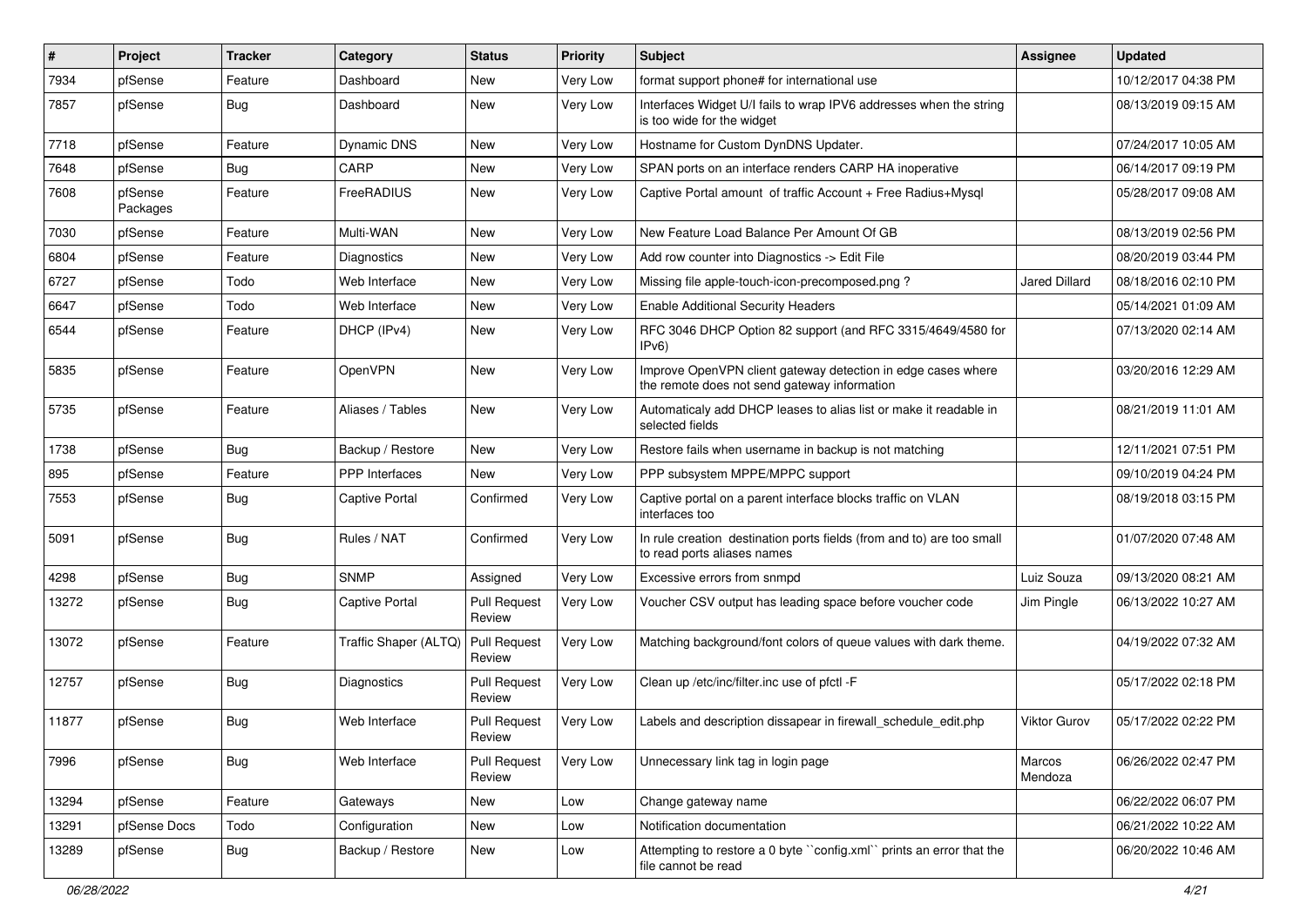| # | Project | Tracker | Category | Status | Priority | Subject | Assignee | Updated |
|---|---|---|---|---|---|---|---|---|
| 7934 | pfSense | Feature | Dashboard | New | Very Low | format support phone# for international use | | 10/12/2017 04:38 PM |
| 7857 | pfSense | Bug | Dashboard | New | Very Low | Interfaces Widget U/I fails to wrap IPV6 addresses when the string is too wide for the widget | | 08/13/2019 09:15 AM |
| 7718 | pfSense | Feature | Dynamic DNS | New | Very Low | Hostname for Custom DynDNS Updater. | | 07/24/2017 10:05 AM |
| 7648 | pfSense | Bug | CARP | New | Very Low | SPAN ports on an interface renders CARP HA inoperative | | 06/14/2017 09:19 PM |
| 7608 | pfSense Packages | Feature | FreeRADIUS | New | Very Low | Captive Portal amount of traffic Account + Free Radius+Mysql | | 05/28/2017 09:08 AM |
| 7030 | pfSense | Feature | Multi-WAN | New | Very Low | New Feature Load Balance Per Amount Of GB | | 08/13/2019 02:56 PM |
| 6804 | pfSense | Feature | Diagnostics | New | Very Low | Add row counter into Diagnostics -> Edit File | | 08/20/2019 03:44 PM |
| 6727 | pfSense | Todo | Web Interface | New | Very Low | Missing file apple-touch-icon-precomposed.png ? | Jared Dillard | 08/18/2016 02:10 PM |
| 6647 | pfSense | Todo | Web Interface | New | Very Low | Enable Additional Security Headers | | 05/14/2021 01:09 AM |
| 6544 | pfSense | Feature | DHCP (IPv4) | New | Very Low | RFC 3046 DHCP Option 82 support (and RFC 3315/4649/4580 for IPv6) | | 07/13/2020 02:14 AM |
| 5835 | pfSense | Feature | OpenVPN | New | Very Low | Improve OpenVPN client gateway detection in edge cases where the remote does not send gateway information | | 03/20/2016 12:29 AM |
| 5735 | pfSense | Feature | Aliases / Tables | New | Very Low | Automaticaly add DHCP leases to alias list or make it readable in selected fields | | 08/21/2019 11:01 AM |
| 1738 | pfSense | Bug | Backup / Restore | New | Very Low | Restore fails when username in backup is not matching | | 12/11/2021 07:51 PM |
| 895 | pfSense | Feature | PPP Interfaces | New | Very Low | PPP subsystem MPPE/MPPC support | | 09/10/2019 04:24 PM |
| 7553 | pfSense | Bug | Captive Portal | Confirmed | Very Low | Captive portal on a parent interface blocks traffic on VLAN interfaces too | | 08/19/2018 03:15 PM |
| 5091 | pfSense | Bug | Rules / NAT | Confirmed | Very Low | In rule creation destination ports fields (from and to) are too small to read ports aliases names | | 01/07/2020 07:48 AM |
| 4298 | pfSense | Bug | SNMP | Assigned | Very Low | Excessive errors from snmpd | Luiz Souza | 09/13/2020 08:21 AM |
| 13272 | pfSense | Bug | Captive Portal | Pull Request Review | Very Low | Voucher CSV output has leading space before voucher code | Jim Pingle | 06/13/2022 10:27 AM |
| 13072 | pfSense | Feature | Traffic Shaper (ALTQ) | Pull Request Review | Very Low | Matching background/font colors of queue values with dark theme. | | 04/19/2022 07:32 AM |
| 12757 | pfSense | Bug | Diagnostics | Pull Request Review | Very Low | Clean up /etc/inc/filter.inc use of pfctl -F | | 05/17/2022 02:18 PM |
| 11877 | pfSense | Bug | Web Interface | Pull Request Review | Very Low | Labels and description dissapear in firewall_schedule_edit.php | Viktor Gurov | 05/17/2022 02:22 PM |
| 7996 | pfSense | Bug | Web Interface | Pull Request Review | Very Low | Unnecessary link tag in login page | Marcos Mendoza | 06/26/2022 02:47 PM |
| 13294 | pfSense | Feature | Gateways | New | Low | Change gateway name | | 06/22/2022 06:07 PM |
| 13291 | pfSense Docs | Todo | Configuration | New | Low | Notification documentation | | 06/21/2022 10:22 AM |
| 13289 | pfSense | Bug | Backup / Restore | New | Low | Attempting to restore a 0 byte ``config.xml`` prints an error that the file cannot be read | | 06/20/2022 10:46 AM |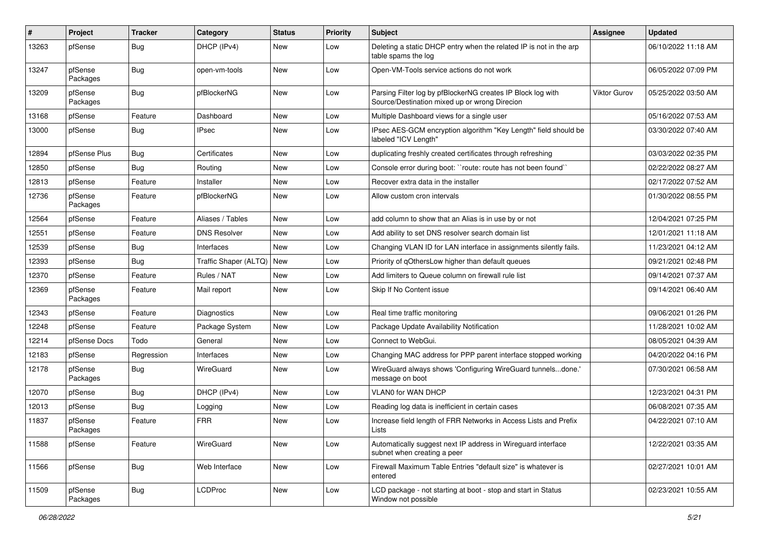| # | Project | Tracker | Category | Status | Priority | Subject | Assignee | Updated |
|---|---|---|---|---|---|---|---|---|
| 13263 | pfSense | Bug | DHCP (IPv4) | New | Low | Deleting a static DHCP entry when the related IP is not in the arp table spams the log | | 06/10/2022 11:18 AM |
| 13247 | pfSense Packages | Bug | open-vm-tools | New | Low | Open-VM-Tools service actions do not work | | 06/05/2022 07:09 PM |
| 13209 | pfSense Packages | Bug | pfBlockerNG | New | Low | Parsing Filter log by pfBlockerNG creates IP Block log with Source/Destination mixed up or wrong Direcion | Viktor Gurov | 05/25/2022 03:50 AM |
| 13168 | pfSense | Feature | Dashboard | New | Low | Multiple Dashboard views for a single user | | 05/16/2022 07:53 AM |
| 13000 | pfSense | Bug | IPsec | New | Low | IPsec AES-GCM encryption algorithm "Key Length" field should be labeled "ICV Length" | | 03/30/2022 07:40 AM |
| 12894 | pfSense Plus | Bug | Certificates | New | Low | duplicating freshly created certificates through refreshing | | 03/03/2022 02:35 PM |
| 12850 | pfSense | Bug | Routing | New | Low | Console error during boot: ``route: route has not been found`` | | 02/22/2022 08:27 AM |
| 12813 | pfSense | Feature | Installer | New | Low | Recover extra data in the installer | | 02/17/2022 07:52 AM |
| 12736 | pfSense Packages | Feature | pfBlockerNG | New | Low | Allow custom cron intervals | | 01/30/2022 08:55 PM |
| 12564 | pfSense | Feature | Aliases / Tables | New | Low | add column to show that an Alias is in use by or not | | 12/04/2021 07:25 PM |
| 12551 | pfSense | Feature | DNS Resolver | New | Low | Add ability to set DNS resolver search domain list | | 12/01/2021 11:18 AM |
| 12539 | pfSense | Bug | Interfaces | New | Low | Changing VLAN ID for LAN interface in assignments silently fails. | | 11/23/2021 04:12 AM |
| 12393 | pfSense | Bug | Traffic Shaper (ALTQ) | New | Low | Priority of qOthersLow higher than default queues | | 09/21/2021 02:48 PM |
| 12370 | pfSense | Feature | Rules / NAT | New | Low | Add limiters to Queue column on firewall rule list | | 09/14/2021 07:37 AM |
| 12369 | pfSense Packages | Feature | Mail report | New | Low | Skip If No Content issue | | 09/14/2021 06:40 AM |
| 12343 | pfSense | Feature | Diagnostics | New | Low | Real time traffic monitoring | | 09/06/2021 01:26 PM |
| 12248 | pfSense | Feature | Package System | New | Low | Package Update Availability Notification | | 11/28/2021 10:02 AM |
| 12214 | pfSense Docs | Todo | General | New | Low | Connect to WebGui. | | 08/05/2021 04:39 AM |
| 12183 | pfSense | Regression | Interfaces | New | Low | Changing MAC address for PPP parent interface stopped working | | 04/20/2022 04:16 PM |
| 12178 | pfSense Packages | Bug | WireGuard | New | Low | WireGuard always shows 'Configuring WireGuard tunnels...done.' message on boot | | 07/30/2021 06:58 AM |
| 12070 | pfSense | Bug | DHCP (IPv4) | New | Low | VLAN0 for WAN DHCP | | 12/23/2021 04:31 PM |
| 12013 | pfSense | Bug | Logging | New | Low | Reading log data is inefficient in certain cases | | 06/08/2021 07:35 AM |
| 11837 | pfSense Packages | Feature | FRR | New | Low | Increase field length of FRR Networks in Access Lists and Prefix Lists | | 04/22/2021 07:10 AM |
| 11588 | pfSense | Feature | WireGuard | New | Low | Automatically suggest next IP address in Wireguard interface subnet when creating a peer | | 12/22/2021 03:35 AM |
| 11566 | pfSense | Bug | Web Interface | New | Low | Firewall Maximum Table Entries "default size" is whatever is entered | | 02/27/2021 10:01 AM |
| 11509 | pfSense Packages | Bug | LCDProc | New | Low | LCD package - not starting at boot - stop and start in Status Window not possible | | 02/23/2021 10:55 AM |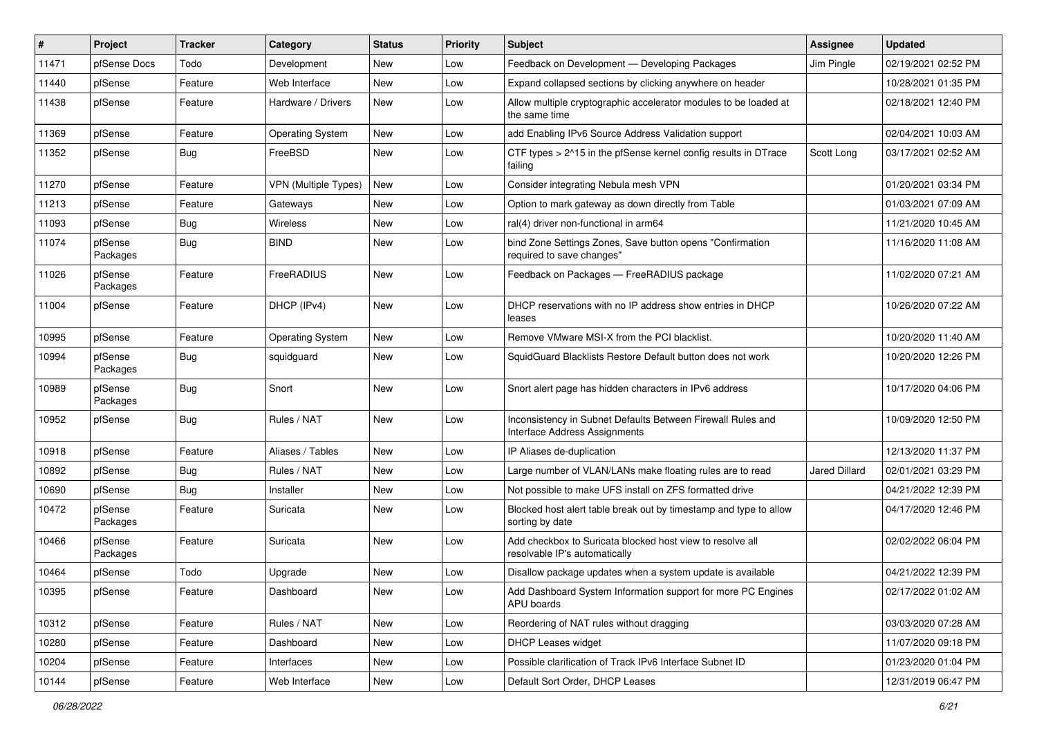| # | Project | Tracker | Category | Status | Priority | Subject | Assignee | Updated |
|---|---|---|---|---|---|---|---|---|
| 11471 | pfSense Docs | Todo | Development | New | Low | Feedback on Development — Developing Packages | Jim Pingle | 02/19/2021 02:52 PM |
| 11440 | pfSense | Feature | Web Interface | New | Low | Expand collapsed sections by clicking anywhere on header | | 10/28/2021 01:35 PM |
| 11438 | pfSense | Feature | Hardware / Drivers | New | Low | Allow multiple cryptographic accelerator modules to be loaded at the same time | | 02/18/2021 12:40 PM |
| 11369 | pfSense | Feature | Operating System | New | Low | add Enabling IPv6 Source Address Validation support | | 02/04/2021 10:03 AM |
| 11352 | pfSense | Bug | FreeBSD | New | Low | CTF types > 2^15 in the pfSense kernel config results in DTrace failing | Scott Long | 03/17/2021 02:52 AM |
| 11270 | pfSense | Feature | VPN (Multiple Types) | New | Low | Consider integrating Nebula mesh VPN | | 01/20/2021 03:34 PM |
| 11213 | pfSense | Feature | Gateways | New | Low | Option to mark gateway as down directly from Table | | 01/03/2021 07:09 AM |
| 11093 | pfSense | Bug | Wireless | New | Low | ral(4) driver non-functional in arm64 | | 11/21/2020 10:45 AM |
| 11074 | pfSense Packages | Bug | BIND | New | Low | bind Zone Settings Zones, Save button opens "Confirmation required to save changes" | | 11/16/2020 11:08 AM |
| 11026 | pfSense Packages | Feature | FreeRADIUS | New | Low | Feedback on Packages — FreeRADIUS package | | 11/02/2020 07:21 AM |
| 11004 | pfSense | Feature | DHCP (IPv4) | New | Low | DHCP reservations with no IP address show entries in DHCP leases | | 10/26/2020 07:22 AM |
| 10995 | pfSense | Feature | Operating System | New | Low | Remove VMware MSI-X from the PCI blacklist. | | 10/20/2020 11:40 AM |
| 10994 | pfSense Packages | Bug | squidguard | New | Low | SquidGuard Blacklists Restore Default button does not work | | 10/20/2020 12:26 PM |
| 10989 | pfSense Packages | Bug | Snort | New | Low | Snort alert page has hidden characters in IPv6 address | | 10/17/2020 04:06 PM |
| 10952 | pfSense | Bug | Rules / NAT | New | Low | Inconsistency in Subnet Defaults Between Firewall Rules and Interface Address Assignments | | 10/09/2020 12:50 PM |
| 10918 | pfSense | Feature | Aliases / Tables | New | Low | IP Aliases de-duplication | | 12/13/2020 11:37 PM |
| 10892 | pfSense | Bug | Rules / NAT | New | Low | Large number of VLAN/LANs make floating rules are to read | Jared Dillard | 02/01/2021 03:29 PM |
| 10690 | pfSense | Bug | Installer | New | Low | Not possible to make UFS install on ZFS formatted drive | | 04/21/2022 12:39 PM |
| 10472 | pfSense Packages | Feature | Suricata | New | Low | Blocked host alert table break out by timestamp and type to allow sorting by date | | 04/17/2020 12:46 PM |
| 10466 | pfSense Packages | Feature | Suricata | New | Low | Add checkbox to Suricata blocked host view to resolve all resolvable IP's automatically | | 02/02/2022 06:04 PM |
| 10464 | pfSense | Todo | Upgrade | New | Low | Disallow package updates when a system update is available | | 04/21/2022 12:39 PM |
| 10395 | pfSense | Feature | Dashboard | New | Low | Add Dashboard System Information support for more PC Engines APU boards | | 02/17/2022 01:02 AM |
| 10312 | pfSense | Feature | Rules / NAT | New | Low | Reordering of NAT rules without dragging | | 03/03/2020 07:28 AM |
| 10280 | pfSense | Feature | Dashboard | New | Low | DHCP Leases widget | | 11/07/2020 09:18 PM |
| 10204 | pfSense | Feature | Interfaces | New | Low | Possible clarification of Track IPv6 Interface Subnet ID | | 01/23/2020 01:04 PM |
| 10144 | pfSense | Feature | Web Interface | New | Low | Default Sort Order, DHCP Leases | | 12/31/2019 06:47 PM |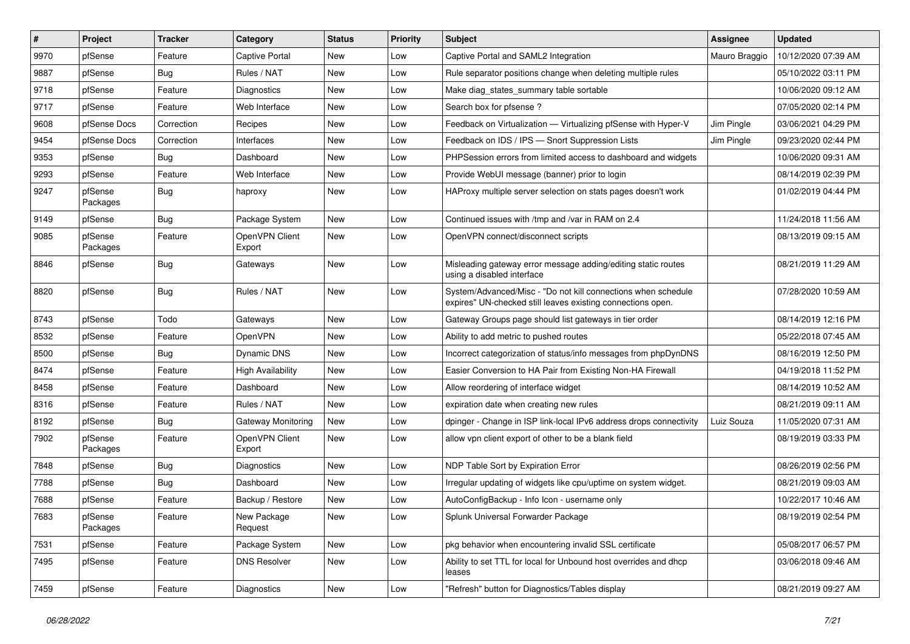| # | Project | Tracker | Category | Status | Priority | Subject | Assignee | Updated |
|---|---|---|---|---|---|---|---|---|
| 9970 | pfSense | Feature | Captive Portal | New | Low | Captive Portal and SAML2 Integration | Mauro Braggio | 10/12/2020 07:39 AM |
| 9887 | pfSense | Bug | Rules / NAT | New | Low | Rule separator positions change when deleting multiple rules | | 05/10/2022 03:11 PM |
| 9718 | pfSense | Feature | Diagnostics | New | Low | Make diag_states_summary table sortable | | 10/06/2020 09:12 AM |
| 9717 | pfSense | Feature | Web Interface | New | Low | Search box for pfsense ? | | 07/05/2020 02:14 PM |
| 9608 | pfSense Docs | Correction | Recipes | New | Low | Feedback on Virtualization — Virtualizing pfSense with Hyper-V | Jim Pingle | 03/06/2021 04:29 PM |
| 9454 | pfSense Docs | Correction | Interfaces | New | Low | Feedback on IDS / IPS — Snort Suppression Lists | Jim Pingle | 09/23/2020 02:44 PM |
| 9353 | pfSense | Bug | Dashboard | New | Low | PHPSession errors from limited access to dashboard and widgets | | 10/06/2020 09:31 AM |
| 9293 | pfSense | Feature | Web Interface | New | Low | Provide WebUI message (banner) prior to login | | 08/14/2019 02:39 PM |
| 9247 | pfSense Packages | Bug | haproxy | New | Low | HAProxy multiple server selection on stats pages doesn't work | | 01/02/2019 04:44 PM |
| 9149 | pfSense | Bug | Package System | New | Low | Continued issues with /tmp and /var in RAM on 2.4 | | 11/24/2018 11:56 AM |
| 9085 | pfSense Packages | Feature | OpenVPN Client Export | New | Low | OpenVPN connect/disconnect scripts | | 08/13/2019 09:15 AM |
| 8846 | pfSense | Bug | Gateways | New | Low | Misleading gateway error message adding/editing static routes using a disabled interface | | 08/21/2019 11:29 AM |
| 8820 | pfSense | Bug | Rules / NAT | New | Low | System/Advanced/Misc - "Do not kill connections when schedule expires" UN-checked still leaves existing connections open. | | 07/28/2020 10:59 AM |
| 8743 | pfSense | Todo | Gateways | New | Low | Gateway Groups page should list gateways in tier order | | 08/14/2019 12:16 PM |
| 8532 | pfSense | Feature | OpenVPN | New | Low | Ability to add metric to pushed routes | | 05/22/2018 07:45 AM |
| 8500 | pfSense | Bug | Dynamic DNS | New | Low | Incorrect categorization of status/info messages from phpDynDNS | | 08/16/2019 12:50 PM |
| 8474 | pfSense | Feature | High Availability | New | Low | Easier Conversion to HA Pair from Existing Non-HA Firewall | | 04/19/2018 11:52 PM |
| 8458 | pfSense | Feature | Dashboard | New | Low | Allow reordering of interface widget | | 08/14/2019 10:52 AM |
| 8316 | pfSense | Feature | Rules / NAT | New | Low | expiration date when creating new rules | | 08/21/2019 09:11 AM |
| 8192 | pfSense | Bug | Gateway Monitoring | New | Low | dpinger - Change in ISP link-local IPv6 address drops connectivity | Luiz Souza | 11/05/2020 07:31 AM |
| 7902 | pfSense Packages | Feature | OpenVPN Client Export | New | Low | allow vpn client export of other to be a blank field | | 08/19/2019 03:33 PM |
| 7848 | pfSense | Bug | Diagnostics | New | Low | NDP Table Sort by Expiration Error | | 08/26/2019 02:56 PM |
| 7788 | pfSense | Bug | Dashboard | New | Low | Irregular updating of widgets like cpu/uptime on system widget. | | 08/21/2019 09:03 AM |
| 7688 | pfSense | Feature | Backup / Restore | New | Low | AutoConfigBackup - Info Icon - username only | | 10/22/2017 10:46 AM |
| 7683 | pfSense Packages | Feature | New Package Request | New | Low | Splunk Universal Forwarder Package | | 08/19/2019 02:54 PM |
| 7531 | pfSense | Feature | Package System | New | Low | pkg behavior when encountering invalid SSL certificate | | 05/08/2017 06:57 PM |
| 7495 | pfSense | Feature | DNS Resolver | New | Low | Ability to set TTL for local for Unbound host overrides and dhcp leases | | 03/06/2018 09:46 AM |
| 7459 | pfSense | Feature | Diagnostics | New | Low | "Refresh" button for Diagnostics/Tables display | | 08/21/2019 09:27 AM |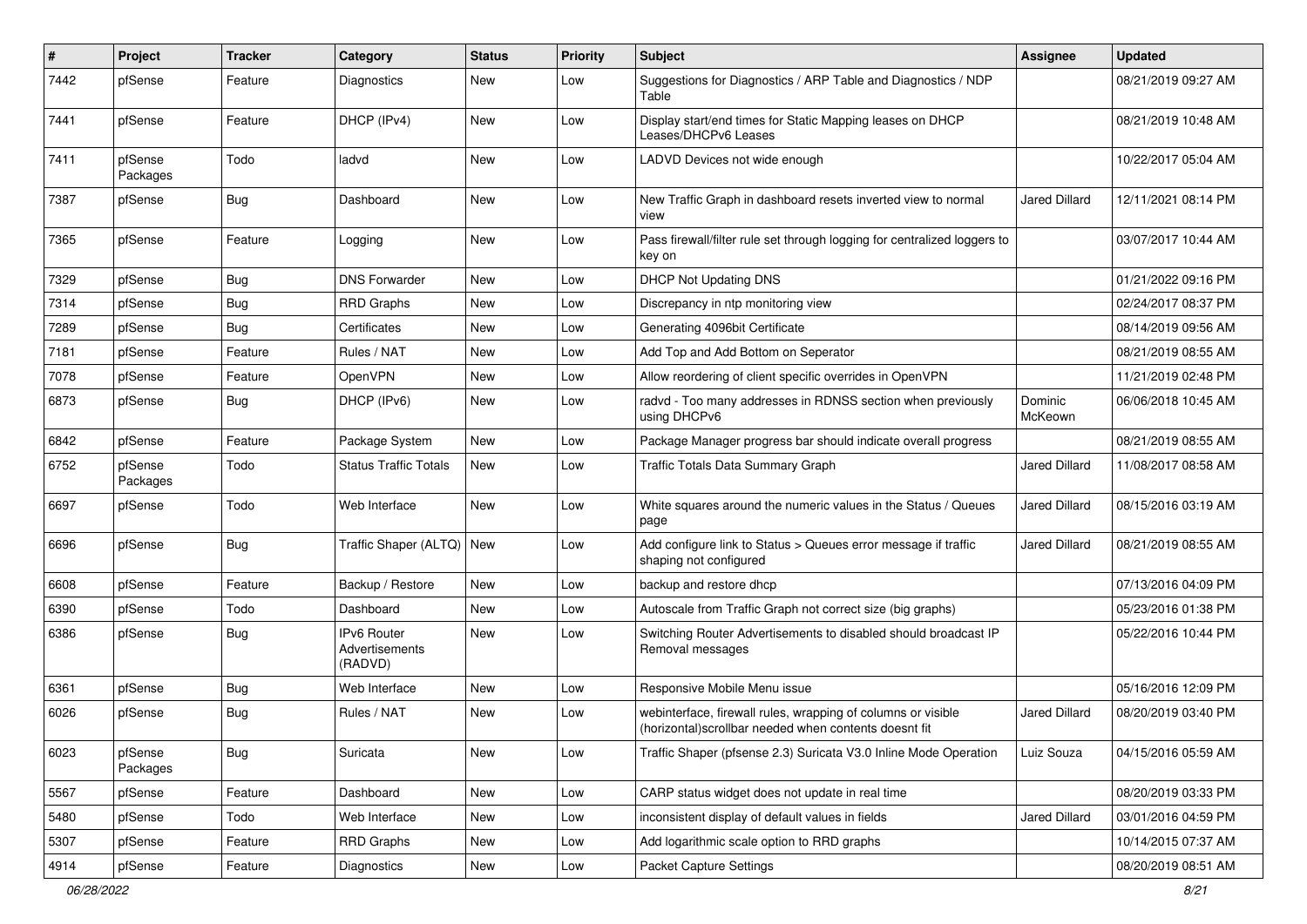| # | Project | Tracker | Category | Status | Priority | Subject | Assignee | Updated |
|---|---|---|---|---|---|---|---|---|
| 7442 | pfSense | Feature | Diagnostics | New | Low | Suggestions for Diagnostics / ARP Table and Diagnostics / NDP Table | | 08/21/2019 09:27 AM |
| 7441 | pfSense | Feature | DHCP (IPv4) | New | Low | Display start/end times for Static Mapping leases on DHCP Leases/DHCPv6 Leases | | 08/21/2019 10:48 AM |
| 7411 | pfSense Packages | Todo | ladvd | New | Low | LADVD Devices not wide enough | | 10/22/2017 05:04 AM |
| 7387 | pfSense | Bug | Dashboard | New | Low | New Traffic Graph in dashboard resets inverted view to normal view | Jared Dillard | 12/11/2021 08:14 PM |
| 7365 | pfSense | Feature | Logging | New | Low | Pass firewall/filter rule set through logging for centralized loggers to key on | | 03/07/2017 10:44 AM |
| 7329 | pfSense | Bug | DNS Forwarder | New | Low | DHCP Not Updating DNS | | 01/21/2022 09:16 PM |
| 7314 | pfSense | Bug | RRD Graphs | New | Low | Discrepancy in ntp monitoring view | | 02/24/2017 08:37 PM |
| 7289 | pfSense | Bug | Certificates | New | Low | Generating 4096bit Certificate | | 08/14/2019 09:56 AM |
| 7181 | pfSense | Feature | Rules / NAT | New | Low | Add Top and Add Bottom on Seperator | | 08/21/2019 08:55 AM |
| 7078 | pfSense | Feature | OpenVPN | New | Low | Allow reordering of client specific overrides in OpenVPN | | 11/21/2019 02:48 PM |
| 6873 | pfSense | Bug | DHCP (IPv6) | New | Low | radvd - Too many addresses in RDNSS section when previously using DHCPv6 | Dominic McKeown | 06/06/2018 10:45 AM |
| 6842 | pfSense | Feature | Package System | New | Low | Package Manager progress bar should indicate overall progress | | 08/21/2019 08:55 AM |
| 6752 | pfSense Packages | Todo | Status Traffic Totals | New | Low | Traffic Totals Data Summary Graph | Jared Dillard | 11/08/2017 08:58 AM |
| 6697 | pfSense | Todo | Web Interface | New | Low | White squares around the numeric values in the Status / Queues page | Jared Dillard | 08/15/2016 03:19 AM |
| 6696 | pfSense | Bug | Traffic Shaper (ALTQ) | New | Low | Add configure link to Status > Queues error message if traffic shaping not configured | Jared Dillard | 08/21/2019 08:55 AM |
| 6608 | pfSense | Feature | Backup / Restore | New | Low | backup and restore dhcp | | 07/13/2016 04:09 PM |
| 6390 | pfSense | Todo | Dashboard | New | Low | Autoscale from Traffic Graph not correct size (big graphs) | | 05/23/2016 01:38 PM |
| 6386 | pfSense | Bug | IPv6 Router Advertisements (RADVD) | New | Low | Switching Router Advertisements to disabled should broadcast IP Removal messages | | 05/22/2016 10:44 PM |
| 6361 | pfSense | Bug | Web Interface | New | Low | Responsive Mobile Menu issue | | 05/16/2016 12:09 PM |
| 6026 | pfSense | Bug | Rules / NAT | New | Low | webinterface, firewall rules, wrapping of columns or visible (horizontal)scrollbar needed when contents doesnt fit | Jared Dillard | 08/20/2019 03:40 PM |
| 6023 | pfSense Packages | Bug | Suricata | New | Low | Traffic Shaper (pfsense 2.3) Suricata V3.0 Inline Mode Operation | Luiz Souza | 04/15/2016 05:59 AM |
| 5567 | pfSense | Feature | Dashboard | New | Low | CARP status widget does not update in real time | | 08/20/2019 03:33 PM |
| 5480 | pfSense | Todo | Web Interface | New | Low | inconsistent display of default values in fields | Jared Dillard | 03/01/2016 04:59 PM |
| 5307 | pfSense | Feature | RRD Graphs | New | Low | Add logarithmic scale option to RRD graphs | | 10/14/2015 07:37 AM |
| 4914 | pfSense | Feature | Diagnostics | New | Low | Packet Capture Settings | | 08/20/2019 08:51 AM |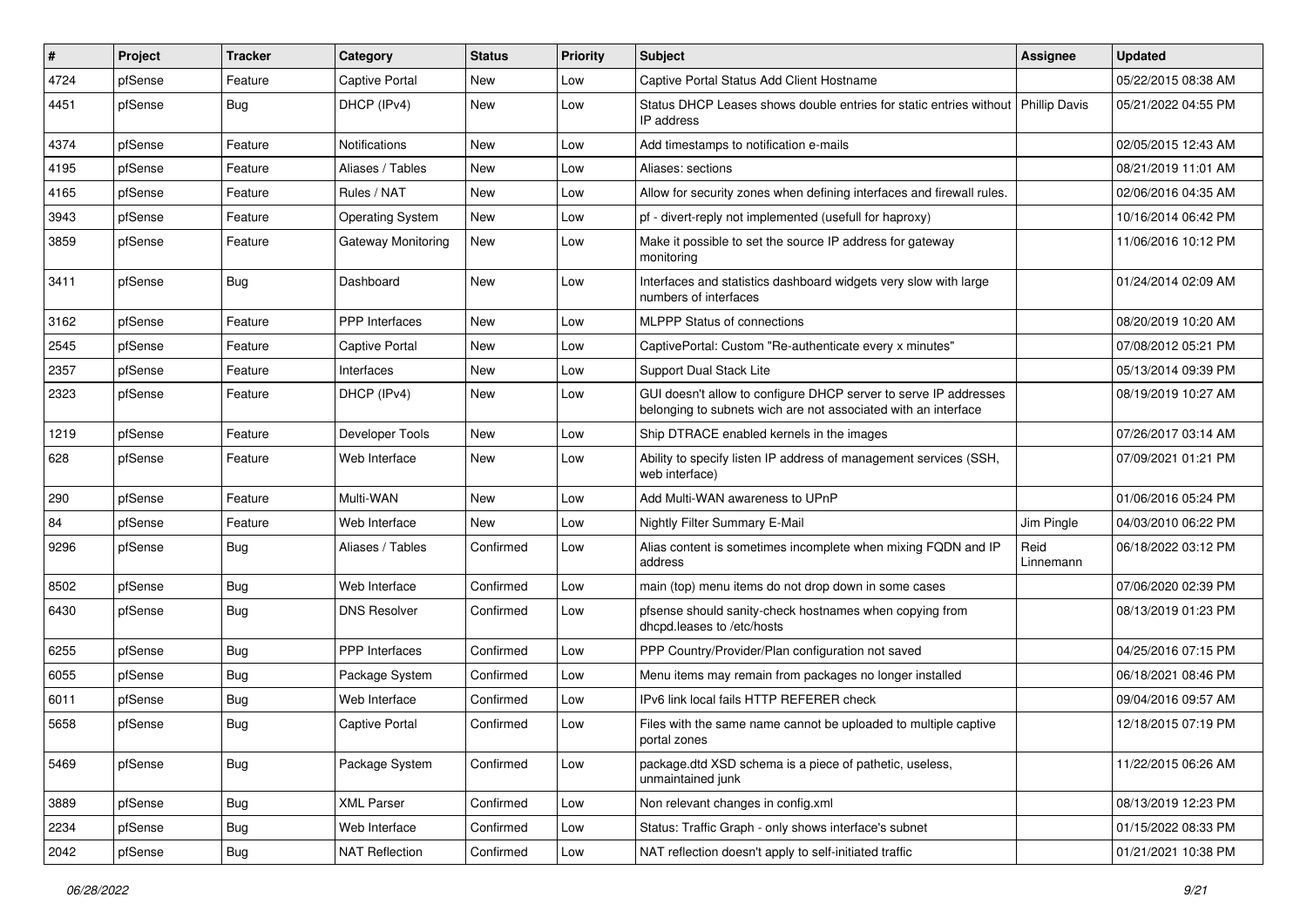| # | Project | Tracker | Category | Status | Priority | Subject | Assignee | Updated |
|---|---|---|---|---|---|---|---|---|
| 4724 | pfSense | Feature | Captive Portal | New | Low | Captive Portal Status Add Client Hostname | | 05/22/2015 08:38 AM |
| 4451 | pfSense | Bug | DHCP (IPv4) | New | Low | Status DHCP Leases shows double entries for static entries without IP address | Phillip Davis | 05/21/2022 04:55 PM |
| 4374 | pfSense | Feature | Notifications | New | Low | Add timestamps to notification e-mails | | 02/05/2015 12:43 AM |
| 4195 | pfSense | Feature | Aliases / Tables | New | Low | Aliases: sections | | 08/21/2019 11:01 AM |
| 4165 | pfSense | Feature | Rules / NAT | New | Low | Allow for security zones when defining interfaces and firewall rules. | | 02/06/2016 04:35 AM |
| 3943 | pfSense | Feature | Operating System | New | Low | pf - divert-reply not implemented (usefull for haproxy) | | 10/16/2014 06:42 PM |
| 3859 | pfSense | Feature | Gateway Monitoring | New | Low | Make it possible to set the source IP address for gateway monitoring | | 11/06/2016 10:12 PM |
| 3411 | pfSense | Bug | Dashboard | New | Low | Interfaces and statistics dashboard widgets very slow with large numbers of interfaces | | 01/24/2014 02:09 AM |
| 3162 | pfSense | Feature | PPP Interfaces | New | Low | MLPPP Status of connections | | 08/20/2019 10:20 AM |
| 2545 | pfSense | Feature | Captive Portal | New | Low | CaptivePortal: Custom "Re-authenticate every x minutes" | | 07/08/2012 05:21 PM |
| 2357 | pfSense | Feature | Interfaces | New | Low | Support Dual Stack Lite | | 05/13/2014 09:39 PM |
| 2323 | pfSense | Feature | DHCP (IPv4) | New | Low | GUI doesn't allow to configure DHCP server to serve IP addresses belonging to subnets wich are not associated with an interface | | 08/19/2019 10:27 AM |
| 1219 | pfSense | Feature | Developer Tools | New | Low | Ship DTRACE enabled kernels in the images | | 07/26/2017 03:14 AM |
| 628 | pfSense | Feature | Web Interface | New | Low | Ability to specify listen IP address of management services (SSH, web interface) | | 07/09/2021 01:21 PM |
| 290 | pfSense | Feature | Multi-WAN | New | Low | Add Multi-WAN awareness to UPnP | | 01/06/2016 05:24 PM |
| 84 | pfSense | Feature | Web Interface | New | Low | Nightly Filter Summary E-Mail | Jim Pingle | 04/03/2010 06:22 PM |
| 9296 | pfSense | Bug | Aliases / Tables | Confirmed | Low | Alias content is sometimes incomplete when mixing FQDN and IP address | Reid Linnemann | 06/18/2022 03:12 PM |
| 8502 | pfSense | Bug | Web Interface | Confirmed | Low | main (top) menu items do not drop down in some cases | | 07/06/2020 02:39 PM |
| 6430 | pfSense | Bug | DNS Resolver | Confirmed | Low | pfsense should sanity-check hostnames when copying from dhcpd.leases to /etc/hosts | | 08/13/2019 01:23 PM |
| 6255 | pfSense | Bug | PPP Interfaces | Confirmed | Low | PPP Country/Provider/Plan configuration not saved | | 04/25/2016 07:15 PM |
| 6055 | pfSense | Bug | Package System | Confirmed | Low | Menu items may remain from packages no longer installed | | 06/18/2021 08:46 PM |
| 6011 | pfSense | Bug | Web Interface | Confirmed | Low | IPv6 link local fails HTTP REFERER check | | 09/04/2016 09:57 AM |
| 5658 | pfSense | Bug | Captive Portal | Confirmed | Low | Files with the same name cannot be uploaded to multiple captive portal zones | | 12/18/2015 07:19 PM |
| 5469 | pfSense | Bug | Package System | Confirmed | Low | package.dtd XSD schema is a piece of pathetic, useless, unmaintained junk | | 11/22/2015 06:26 AM |
| 3889 | pfSense | Bug | XML Parser | Confirmed | Low | Non relevant changes in config.xml | | 08/13/2019 12:23 PM |
| 2234 | pfSense | Bug | Web Interface | Confirmed | Low | Status: Traffic Graph - only shows interface's subnet | | 01/15/2022 08:33 PM |
| 2042 | pfSense | Bug | NAT Reflection | Confirmed | Low | NAT reflection doesn't apply to self-initiated traffic | | 01/21/2021 10:38 PM |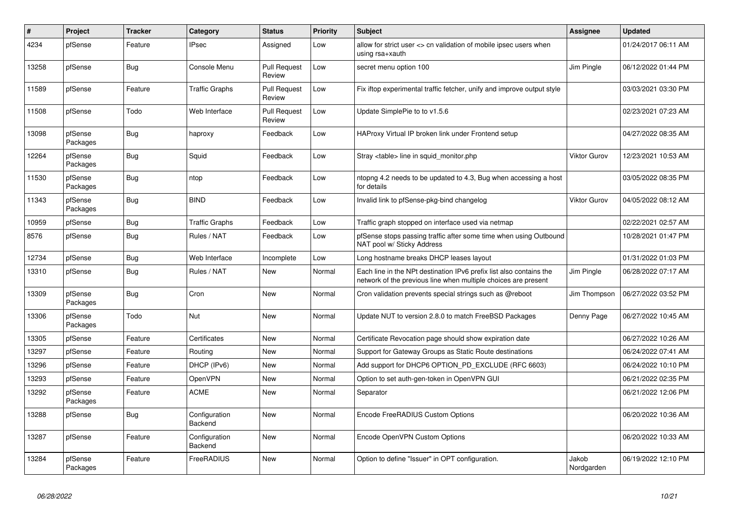| # | Project | Tracker | Category | Status | Priority | Subject | Assignee | Updated |
|---|---|---|---|---|---|---|---|---|
| 4234 | pfSense | Feature | IPsec | Assigned | Low | allow for strict user <> cn validation of mobile ipsec users when using rsa+xauth | | 01/24/2017 06:11 AM |
| 13258 | pfSense | Bug | Console Menu | Pull Request Review | Low | secret menu option 100 | Jim Pingle | 06/12/2022 01:44 PM |
| 11589 | pfSense | Feature | Traffic Graphs | Pull Request Review | Low | Fix iftop experimental traffic fetcher, unify and improve output style | | 03/03/2021 03:30 PM |
| 11508 | pfSense | Todo | Web Interface | Pull Request Review | Low | Update SimplePie to to v1.5.6 | | 02/23/2021 07:23 AM |
| 13098 | pfSense Packages | Bug | haproxy | Feedback | Low | HAProxy Virtual IP broken link under Frontend setup | | 04/27/2022 08:35 AM |
| 12264 | pfSense Packages | Bug | Squid | Feedback | Low | Stray <table> line in squid_monitor.php | Viktor Gurov | 12/23/2021 10:53 AM |
| 11530 | pfSense Packages | Bug | ntop | Feedback | Low | ntopng 4.2 needs to be updated to 4.3, Bug when accessing a host for details | | 03/05/2022 08:35 PM |
| 11343 | pfSense Packages | Bug | BIND | Feedback | Low | Invalid link to pfSense-pkg-bind changelog | Viktor Gurov | 04/05/2022 08:12 AM |
| 10959 | pfSense | Bug | Traffic Graphs | Feedback | Low | Traffic graph stopped on interface used via netmap | | 02/22/2021 02:57 AM |
| 8576 | pfSense | Bug | Rules / NAT | Feedback | Low | pfSense stops passing traffic after some time when using Outbound NAT pool w/ Sticky Address | | 10/28/2021 01:47 PM |
| 12734 | pfSense | Bug | Web Interface | Incomplete | Low | Long hostname breaks DHCP leases layout | | 01/31/2022 01:03 PM |
| 13310 | pfSense | Bug | Rules / NAT | New | Normal | Each line in the NPt destination IPv6 prefix list also contains the network of the previous line when multiple choices are present | Jim Pingle | 06/28/2022 07:17 AM |
| 13309 | pfSense Packages | Bug | Cron | New | Normal | Cron validation prevents special strings such as @reboot | Jim Thompson | 06/27/2022 03:52 PM |
| 13306 | pfSense Packages | Todo | Nut | New | Normal | Update NUT to version 2.8.0 to match FreeBSD Packages | Denny Page | 06/27/2022 10:45 AM |
| 13305 | pfSense | Feature | Certificates | New | Normal | Certificate Revocation page should show expiration date | | 06/27/2022 10:26 AM |
| 13297 | pfSense | Feature | Routing | New | Normal | Support for Gateway Groups as Static Route destinations | | 06/24/2022 07:41 AM |
| 13296 | pfSense | Feature | DHCP (IPv6) | New | Normal | Add support for DHCP6 OPTION_PD_EXCLUDE (RFC 6603) | | 06/24/2022 10:10 PM |
| 13293 | pfSense | Feature | OpenVPN | New | Normal | Option to set auth-gen-token in OpenVPN GUI | | 06/21/2022 02:35 PM |
| 13292 | pfSense Packages | Feature | ACME | New | Normal | Separator | | 06/21/2022 12:06 PM |
| 13288 | pfSense | Bug | Configuration Backend | New | Normal | Encode FreeRADIUS Custom Options | | 06/20/2022 10:36 AM |
| 13287 | pfSense | Feature | Configuration Backend | New | Normal | Encode OpenVPN Custom Options | | 06/20/2022 10:33 AM |
| 13284 | pfSense Packages | Feature | FreeRADIUS | New | Normal | Option to define "Issuer" in OPT configuration. | Jakob Nordgarden | 06/19/2022 12:10 PM |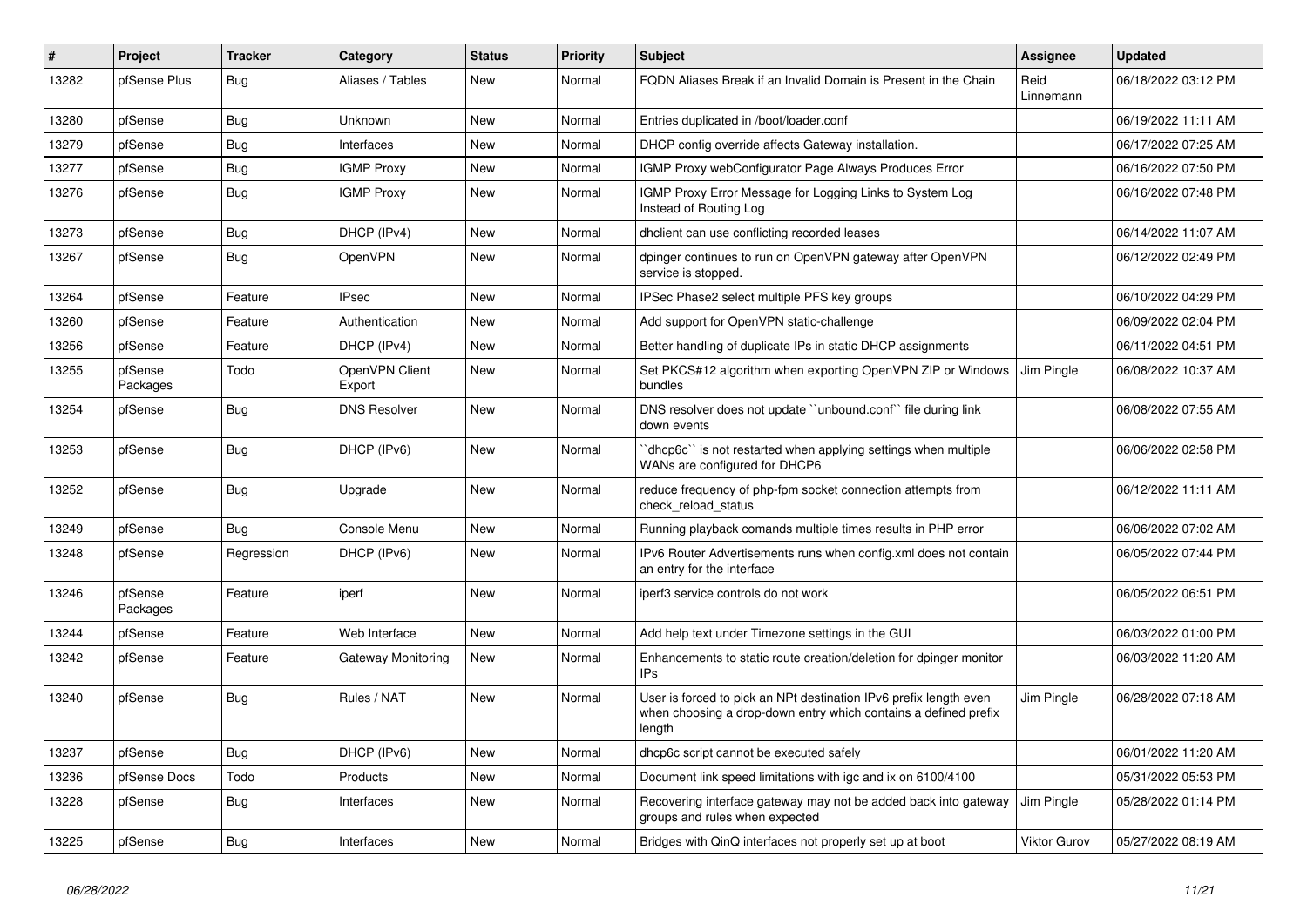| # | Project | Tracker | Category | Status | Priority | Subject | Assignee | Updated |
|---|---|---|---|---|---|---|---|---|
| 13282 | pfSense Plus | Bug | Aliases / Tables | New | Normal | FQDN Aliases Break if an Invalid Domain is Present in the Chain | Reid Linnemann | 06/18/2022 03:12 PM |
| 13280 | pfSense | Bug | Unknown | New | Normal | Entries duplicated in /boot/loader.conf | | 06/19/2022 11:11 AM |
| 13279 | pfSense | Bug | Interfaces | New | Normal | DHCP config override affects Gateway installation. | | 06/17/2022 07:25 AM |
| 13277 | pfSense | Bug | IGMP Proxy | New | Normal | IGMP Proxy webConfigurator Page Always Produces Error | | 06/16/2022 07:50 PM |
| 13276 | pfSense | Bug | IGMP Proxy | New | Normal | IGMP Proxy Error Message for Logging Links to System Log Instead of Routing Log | | 06/16/2022 07:48 PM |
| 13273 | pfSense | Bug | DHCP (IPv4) | New | Normal | dhclient can use conflicting recorded leases | | 06/14/2022 11:07 AM |
| 13267 | pfSense | Bug | OpenVPN | New | Normal | dpinger continues to run on OpenVPN gateway after OpenVPN service is stopped. | | 06/12/2022 02:49 PM |
| 13264 | pfSense | Feature | IPsec | New | Normal | IPSec Phase2 select multiple PFS key groups | | 06/10/2022 04:29 PM |
| 13260 | pfSense | Feature | Authentication | New | Normal | Add support for OpenVPN static-challenge | | 06/09/2022 02:04 PM |
| 13256 | pfSense | Feature | DHCP (IPv4) | New | Normal | Better handling of duplicate IPs in static DHCP assignments | | 06/11/2022 04:51 PM |
| 13255 | pfSense Packages | Todo | OpenVPN Client Export | New | Normal | Set PKCS#12 algorithm when exporting OpenVPN ZIP or Windows bundles | Jim Pingle | 06/08/2022 10:37 AM |
| 13254 | pfSense | Bug | DNS Resolver | New | Normal | DNS resolver does not update ``unbound.conf`` file during link down events | | 06/08/2022 07:55 AM |
| 13253 | pfSense | Bug | DHCP (IPv6) | New | Normal | ``dhcp6c`` is not restarted when applying settings when multiple WANs are configured for DHCP6 | | 06/06/2022 02:58 PM |
| 13252 | pfSense | Bug | Upgrade | New | Normal | reduce frequency of php-fpm socket connection attempts from check_reload_status | | 06/12/2022 11:11 AM |
| 13249 | pfSense | Bug | Console Menu | New | Normal | Running playback comands multiple times results in PHP error | | 06/06/2022 07:02 AM |
| 13248 | pfSense | Regression | DHCP (IPv6) | New | Normal | IPv6 Router Advertisements runs when config.xml does not contain an entry for the interface | | 06/05/2022 07:44 PM |
| 13246 | pfSense Packages | Feature | iperf | New | Normal | iperf3 service controls do not work | | 06/05/2022 06:51 PM |
| 13244 | pfSense | Feature | Web Interface | New | Normal | Add help text under Timezone settings in the GUI | | 06/03/2022 01:00 PM |
| 13242 | pfSense | Feature | Gateway Monitoring | New | Normal | Enhancements to static route creation/deletion for dpinger monitor IPs | | 06/03/2022 11:20 AM |
| 13240 | pfSense | Bug | Rules / NAT | New | Normal | User is forced to pick an NPt destination IPv6 prefix length even when choosing a drop-down entry which contains a defined prefix length | Jim Pingle | 06/28/2022 07:18 AM |
| 13237 | pfSense | Bug | DHCP (IPv6) | New | Normal | dhcp6c script cannot be executed safely | | 06/01/2022 11:20 AM |
| 13236 | pfSense Docs | Todo | Products | New | Normal | Document link speed limitations with igc and ix on 6100/4100 | | 05/31/2022 05:53 PM |
| 13228 | pfSense | Bug | Interfaces | New | Normal | Recovering interface gateway may not be added back into gateway groups and rules when expected | Jim Pingle | 05/28/2022 01:14 PM |
| 13225 | pfSense | Bug | Interfaces | New | Normal | Bridges with QinQ interfaces not properly set up at boot | Viktor Gurov | 05/27/2022 08:19 AM |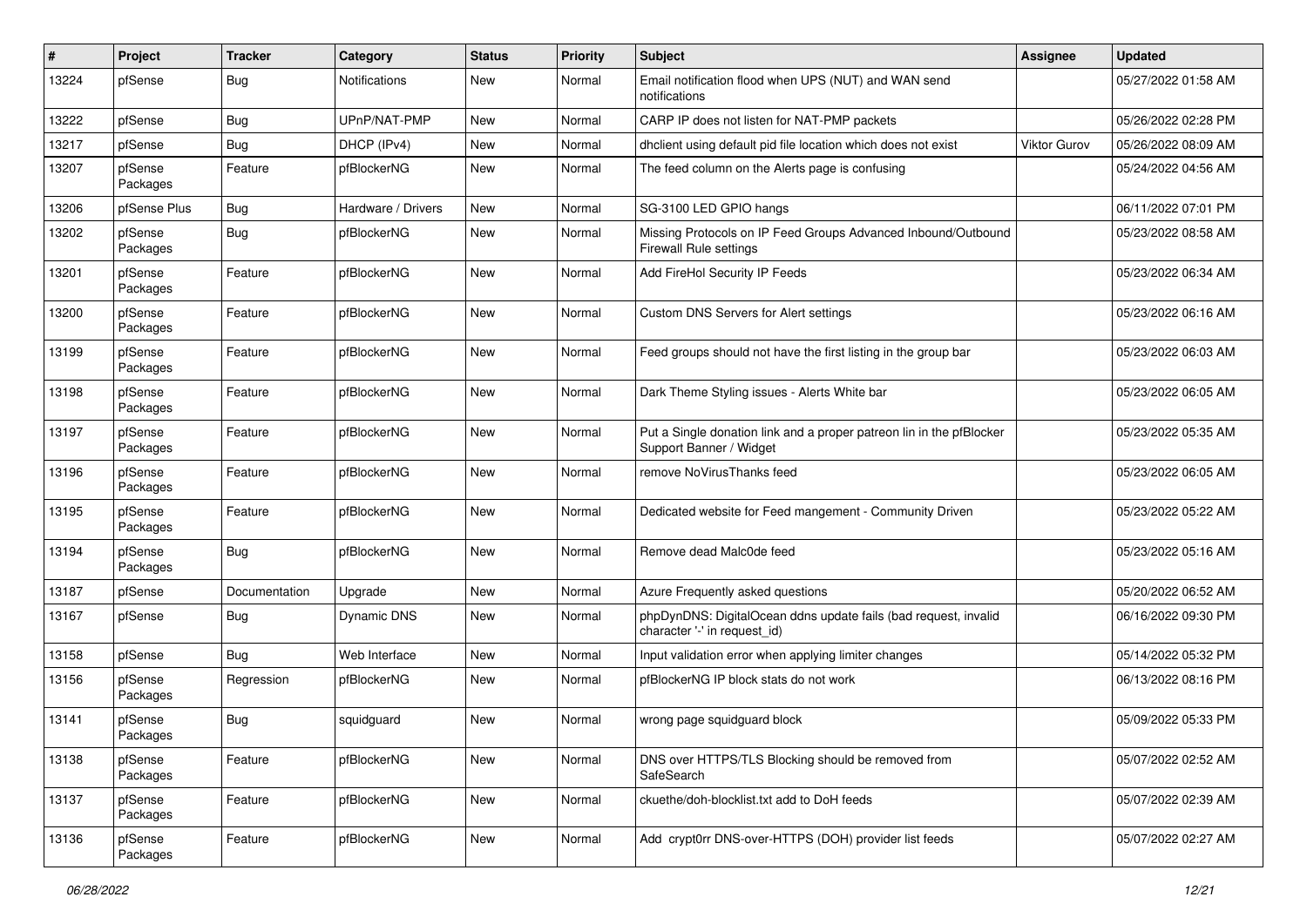| # | Project | Tracker | Category | Status | Priority | Subject | Assignee | Updated |
|---|---|---|---|---|---|---|---|---|
| 13224 | pfSense | Bug | Notifications | New | Normal | Email notification flood when UPS (NUT) and WAN send notifications | | 05/27/2022 01:58 AM |
| 13222 | pfSense | Bug | UPnP/NAT-PMP | New | Normal | CARP IP does not listen for NAT-PMP packets | | 05/26/2022 02:28 PM |
| 13217 | pfSense | Bug | DHCP (IPv4) | New | Normal | dhclient using default pid file location which does not exist | Viktor Gurov | 05/26/2022 08:09 AM |
| 13207 | pfSense Packages | Feature | pfBlockerNG | New | Normal | The feed column on the Alerts page is confusing | | 05/24/2022 04:56 AM |
| 13206 | pfSense Plus | Bug | Hardware / Drivers | New | Normal | SG-3100 LED GPIO hangs | | 06/11/2022 07:01 PM |
| 13202 | pfSense Packages | Bug | pfBlockerNG | New | Normal | Missing Protocols on IP Feed Groups Advanced Inbound/Outbound Firewall Rule settings | | 05/23/2022 08:58 AM |
| 13201 | pfSense Packages | Feature | pfBlockerNG | New | Normal | Add FireHol Security IP Feeds | | 05/23/2022 06:34 AM |
| 13200 | pfSense Packages | Feature | pfBlockerNG | New | Normal | Custom DNS Servers for Alert settings | | 05/23/2022 06:16 AM |
| 13199 | pfSense Packages | Feature | pfBlockerNG | New | Normal | Feed groups should not have the first listing in the group bar | | 05/23/2022 06:03 AM |
| 13198 | pfSense Packages | Feature | pfBlockerNG | New | Normal | Dark Theme Styling issues - Alerts White bar | | 05/23/2022 06:05 AM |
| 13197 | pfSense Packages | Feature | pfBlockerNG | New | Normal | Put a Single donation link and a proper patreon lin in the pfBlocker Support Banner / Widget | | 05/23/2022 05:35 AM |
| 13196 | pfSense Packages | Feature | pfBlockerNG | New | Normal | remove NoVirusThanks feed | | 05/23/2022 06:05 AM |
| 13195 | pfSense Packages | Feature | pfBlockerNG | New | Normal | Dedicated website for Feed mangement - Community Driven | | 05/23/2022 05:22 AM |
| 13194 | pfSense Packages | Bug | pfBlockerNG | New | Normal | Remove dead Malc0de feed | | 05/23/2022 05:16 AM |
| 13187 | pfSense | Documentation | Upgrade | New | Normal | Azure Frequently asked questions | | 05/20/2022 06:52 AM |
| 13167 | pfSense | Bug | Dynamic DNS | New | Normal | phpDynDNS: DigitalOcean ddns update fails (bad request, invalid character '-' in request_id) | | 06/16/2022 09:30 PM |
| 13158 | pfSense | Bug | Web Interface | New | Normal | Input validation error when applying limiter changes | | 05/14/2022 05:32 PM |
| 13156 | pfSense Packages | Regression | pfBlockerNG | New | Normal | pfBlockerNG IP block stats do not work | | 06/13/2022 08:16 PM |
| 13141 | pfSense Packages | Bug | squidguard | New | Normal | wrong page squidguard block | | 05/09/2022 05:33 PM |
| 13138 | pfSense Packages | Feature | pfBlockerNG | New | Normal | DNS over HTTPS/TLS Blocking should be removed from SafeSearch | | 05/07/2022 02:52 AM |
| 13137 | pfSense Packages | Feature | pfBlockerNG | New | Normal | ckuethe/doh-blocklist.txt add to DoH feeds | | 05/07/2022 02:39 AM |
| 13136 | pfSense Packages | Feature | pfBlockerNG | New | Normal | Add crypt0rr DNS-over-HTTPS (DOH) provider list feeds | | 05/07/2022 02:27 AM |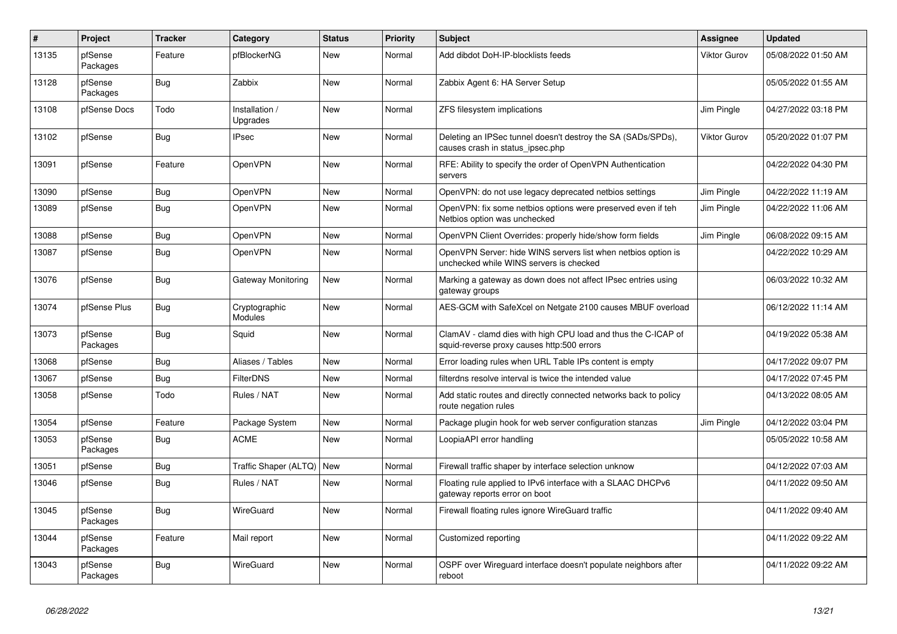| # | Project | Tracker | Category | Status | Priority | Subject | Assignee | Updated |
|---|---|---|---|---|---|---|---|---|
| 13135 | pfSense Packages | Feature | pfBlockerNG | New | Normal | Add dibdot DoH-IP-blocklists feeds | Viktor Gurov | 05/08/2022 01:50 AM |
| 13128 | pfSense Packages | Bug | Zabbix | New | Normal | Zabbix Agent 6: HA Server Setup | | 05/05/2022 01:55 AM |
| 13108 | pfSense Docs | Todo | Installation / Upgrades | New | Normal | ZFS filesystem implications | Jim Pingle | 04/27/2022 03:18 PM |
| 13102 | pfSense | Bug | IPsec | New | Normal | Deleting an IPSec tunnel doesn't destroy the SA (SADs/SPDs), causes crash in status_ipsec.php | Viktor Gurov | 05/20/2022 01:07 PM |
| 13091 | pfSense | Feature | OpenVPN | New | Normal | RFE: Ability to specify the order of OpenVPN Authentication servers | | 04/22/2022 04:30 PM |
| 13090 | pfSense | Bug | OpenVPN | New | Normal | OpenVPN: do not use legacy deprecated netbios settings | Jim Pingle | 04/22/2022 11:19 AM |
| 13089 | pfSense | Bug | OpenVPN | New | Normal | OpenVPN: fix some netbios options were preserved even if teh Netbios option was unchecked | Jim Pingle | 04/22/2022 11:06 AM |
| 13088 | pfSense | Bug | OpenVPN | New | Normal | OpenVPN Client Overrides: properly hide/show form fields | Jim Pingle | 06/08/2022 09:15 AM |
| 13087 | pfSense | Bug | OpenVPN | New | Normal | OpenVPN Server: hide WINS servers list when netbios option is unchecked while WINS servers is checked | | 04/22/2022 10:29 AM |
| 13076 | pfSense | Bug | Gateway Monitoring | New | Normal | Marking a gateway as down does not affect IPsec entries using gateway groups | | 06/03/2022 10:32 AM |
| 13074 | pfSense Plus | Bug | Cryptographic Modules | New | Normal | AES-GCM with SafeXcel on Netgate 2100 causes MBUF overload | | 06/12/2022 11:14 AM |
| 13073 | pfSense Packages | Bug | Squid | New | Normal | ClamAV - clamd dies with high CPU load and thus the C-ICAP of squid-reverse proxy causes http:500 errors | | 04/19/2022 05:38 AM |
| 13068 | pfSense | Bug | Aliases / Tables | New | Normal | Error loading rules when URL Table IPs content is empty | | 04/17/2022 09:07 PM |
| 13067 | pfSense | Bug | FilterDNS | New | Normal | filterdns resolve interval is twice the intended value | | 04/17/2022 07:45 PM |
| 13058 | pfSense | Todo | Rules / NAT | New | Normal | Add static routes and directly connected networks back to policy route negation rules | | 04/13/2022 08:05 AM |
| 13054 | pfSense | Feature | Package System | New | Normal | Package plugin hook for web server configuration stanzas | Jim Pingle | 04/12/2022 03:04 PM |
| 13053 | pfSense Packages | Bug | ACME | New | Normal | LoopiaAPI error handling | | 05/05/2022 10:58 AM |
| 13051 | pfSense | Bug | Traffic Shaper (ALTQ) | New | Normal | Firewall traffic shaper by interface selection unknow | | 04/12/2022 07:03 AM |
| 13046 | pfSense | Bug | Rules / NAT | New | Normal | Floating rule applied to IPv6 interface with a SLAAC DHCPv6 gateway reports error on boot | | 04/11/2022 09:50 AM |
| 13045 | pfSense Packages | Bug | WireGuard | New | Normal | Firewall floating rules ignore WireGuard traffic | | 04/11/2022 09:40 AM |
| 13044 | pfSense Packages | Feature | Mail report | New | Normal | Customized reporting | | 04/11/2022 09:22 AM |
| 13043 | pfSense Packages | Bug | WireGuard | New | Normal | OSPF over Wireguard interface doesn't populate neighbors after reboot | | 04/11/2022 09:22 AM |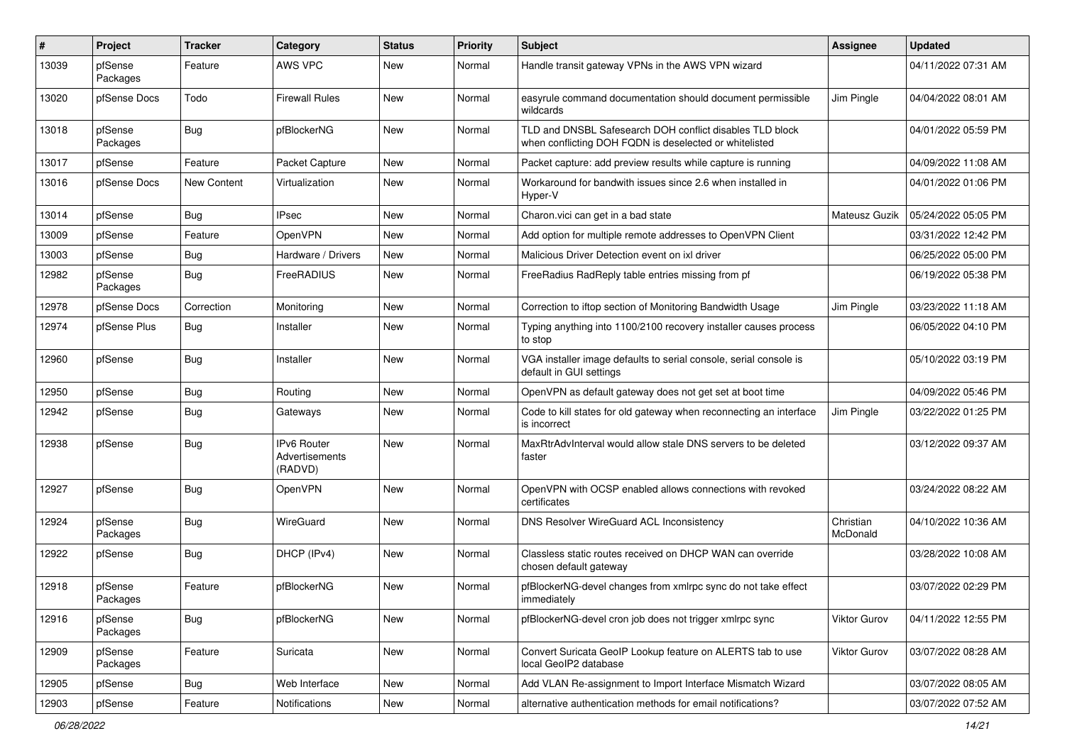| # | Project | Tracker | Category | Status | Priority | Subject | Assignee | Updated |
|---|---|---|---|---|---|---|---|---|
| 13039 | pfSense Packages | Feature | AWS VPC | New | Normal | Handle transit gateway VPNs in the AWS VPN wizard | | 04/11/2022 07:31 AM |
| 13020 | pfSense Docs | Todo | Firewall Rules | New | Normal | easyrule command documentation should document permissible wildcards | Jim Pingle | 04/04/2022 08:01 AM |
| 13018 | pfSense Packages | Bug | pfBlockerNG | New | Normal | TLD and DNSBL Safesearch DOH conflict disables TLD block when conflicting DOH FQDN is deselected or whitelisted | | 04/01/2022 05:59 PM |
| 13017 | pfSense | Feature | Packet Capture | New | Normal | Packet capture: add preview results while capture is running | | 04/09/2022 11:08 AM |
| 13016 | pfSense Docs | New Content | Virtualization | New | Normal | Workaround for bandwith issues since 2.6 when installed in Hyper-V | | 04/01/2022 01:06 PM |
| 13014 | pfSense | Bug | IPsec | New | Normal | Charon.vici can get in a bad state | Mateusz Guzik | 05/24/2022 05:05 PM |
| 13009 | pfSense | Feature | OpenVPN | New | Normal | Add option for multiple remote addresses to OpenVPN Client | | 03/31/2022 12:42 PM |
| 13003 | pfSense | Bug | Hardware / Drivers | New | Normal | Malicious Driver Detection event on ixl driver | | 06/25/2022 05:00 PM |
| 12982 | pfSense Packages | Bug | FreeRADIUS | New | Normal | FreeRadius RadReply table entries missing from pf | | 06/19/2022 05:38 PM |
| 12978 | pfSense Docs | Correction | Monitoring | New | Normal | Correction to iftop section of Monitoring Bandwidth Usage | Jim Pingle | 03/23/2022 11:18 AM |
| 12974 | pfSense Plus | Bug | Installer | New | Normal | Typing anything into 1100/2100 recovery installer causes process to stop | | 06/05/2022 04:10 PM |
| 12960 | pfSense | Bug | Installer | New | Normal | VGA installer image defaults to serial console, serial console is default in GUI settings | | 05/10/2022 03:19 PM |
| 12950 | pfSense | Bug | Routing | New | Normal | OpenVPN as default gateway does not get set at boot time | | 04/09/2022 05:46 PM |
| 12942 | pfSense | Bug | Gateways | New | Normal | Code to kill states for old gateway when reconnecting an interface is incorrect | Jim Pingle | 03/22/2022 01:25 PM |
| 12938 | pfSense | Bug | IPv6 Router Advertisements (RADVD) | New | Normal | MaxRtrAdvInterval would allow stale DNS servers to be deleted faster | | 03/12/2022 09:37 AM |
| 12927 | pfSense | Bug | OpenVPN | New | Normal | OpenVPN with OCSP enabled allows connections with revoked certificates | | 03/24/2022 08:22 AM |
| 12924 | pfSense Packages | Bug | WireGuard | New | Normal | DNS Resolver WireGuard ACL Inconsistency | Christian McDonald | 04/10/2022 10:36 AM |
| 12922 | pfSense | Bug | DHCP (IPv4) | New | Normal | Classless static routes received on DHCP WAN can override chosen default gateway | | 03/28/2022 10:08 AM |
| 12918 | pfSense Packages | Feature | pfBlockerNG | New | Normal | pfBlockerNG-devel changes from xmlrpc sync do not take effect immediately | | 03/07/2022 02:29 PM |
| 12916 | pfSense Packages | Bug | pfBlockerNG | New | Normal | pfBlockerNG-devel cron job does not trigger xmlrpc sync | Viktor Gurov | 04/11/2022 12:55 PM |
| 12909 | pfSense Packages | Feature | Suricata | New | Normal | Convert Suricata GeoIP Lookup feature on ALERTS tab to use local GeoIP2 database | Viktor Gurov | 03/07/2022 08:28 AM |
| 12905 | pfSense | Bug | Web Interface | New | Normal | Add VLAN Re-assignment to Import Interface Mismatch Wizard | | 03/07/2022 08:05 AM |
| 12903 | pfSense | Feature | Notifications | New | Normal | alternative authentication methods for email notifications? | | 03/07/2022 07:52 AM |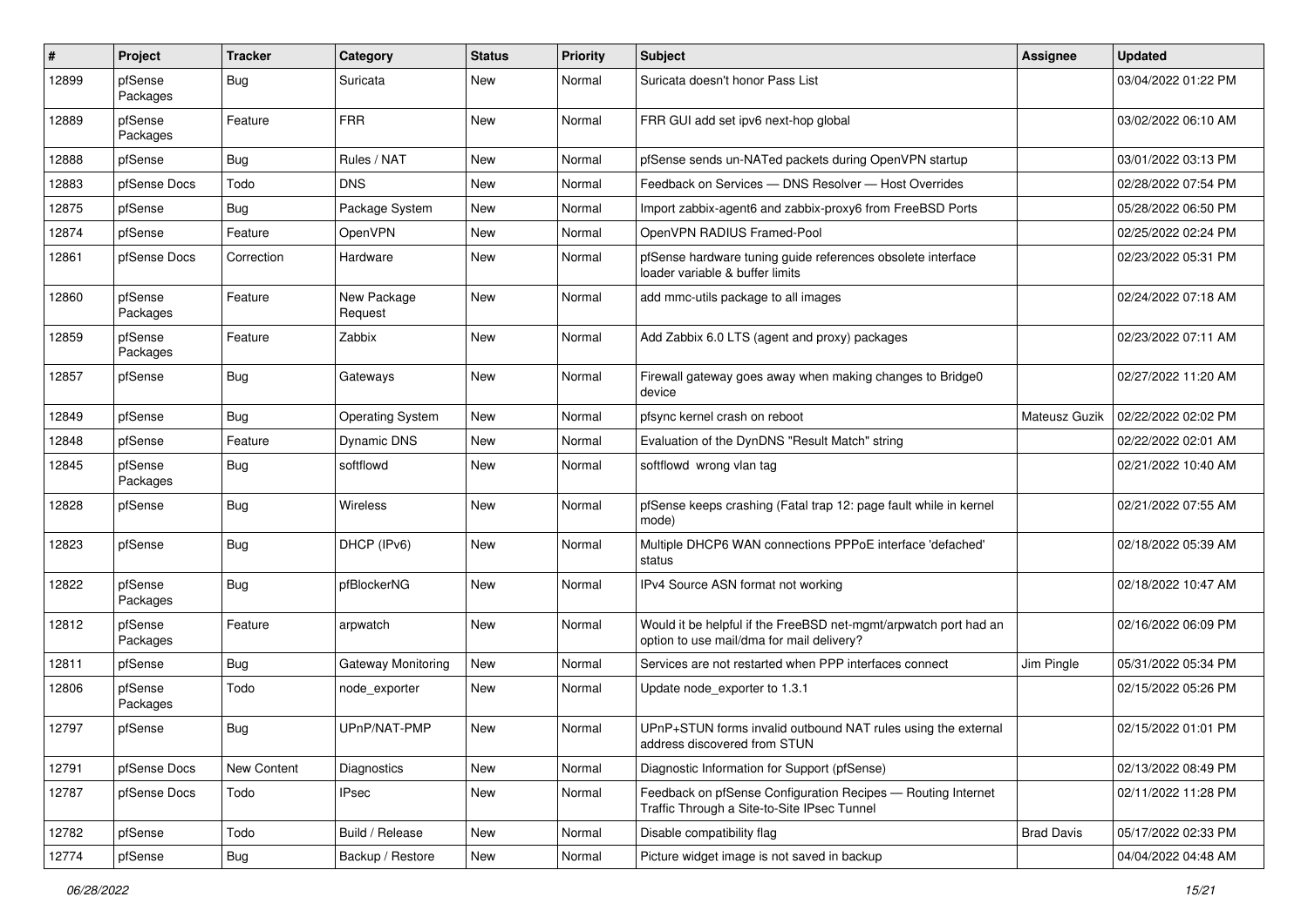| # | Project | Tracker | Category | Status | Priority | Subject | Assignee | Updated |
|---|---|---|---|---|---|---|---|---|
| 12899 | pfSense Packages | Bug | Suricata | New | Normal | Suricata doesn't honor Pass List | | 03/04/2022 01:22 PM |
| 12889 | pfSense Packages | Feature | FRR | New | Normal | FRR GUI add set ipv6 next-hop global | | 03/02/2022 06:10 AM |
| 12888 | pfSense | Bug | Rules / NAT | New | Normal | pfSense sends un-NATed packets during OpenVPN startup | | 03/01/2022 03:13 PM |
| 12883 | pfSense Docs | Todo | DNS | New | Normal | Feedback on Services — DNS Resolver — Host Overrides | | 02/28/2022 07:54 PM |
| 12875 | pfSense | Bug | Package System | New | Normal | Import zabbix-agent6 and zabbix-proxy6 from FreeBSD Ports | | 05/28/2022 06:50 PM |
| 12874 | pfSense | Feature | OpenVPN | New | Normal | OpenVPN RADIUS Framed-Pool | | 02/25/2022 02:24 PM |
| 12861 | pfSense Docs | Correction | Hardware | New | Normal | pfSense hardware tuning guide references obsolete interface loader variable & buffer limits | | 02/23/2022 05:31 PM |
| 12860 | pfSense Packages | Feature | New Package Request | New | Normal | add mmc-utils package to all images | | 02/24/2022 07:18 AM |
| 12859 | pfSense Packages | Feature | Zabbix | New | Normal | Add Zabbix 6.0 LTS (agent and proxy) packages | | 02/23/2022 07:11 AM |
| 12857 | pfSense | Bug | Gateways | New | Normal | Firewall gateway goes away when making changes to Bridge0 device | | 02/27/2022 11:20 AM |
| 12849 | pfSense | Bug | Operating System | New | Normal | pfsync kernel crash on reboot | Mateusz Guzik | 02/22/2022 02:02 PM |
| 12848 | pfSense | Feature | Dynamic DNS | New | Normal | Evaluation of the DynDNS "Result Match" string | | 02/22/2022 02:01 AM |
| 12845 | pfSense Packages | Bug | softflowd | New | Normal | softflowd wrong vlan tag | | 02/21/2022 10:40 AM |
| 12828 | pfSense | Bug | Wireless | New | Normal | pfSense keeps crashing (Fatal trap 12: page fault while in kernel mode) | | 02/21/2022 07:55 AM |
| 12823 | pfSense | Bug | DHCP (IPv6) | New | Normal | Multiple DHCP6 WAN connections PPPoE interface 'defached' status | | 02/18/2022 05:39 AM |
| 12822 | pfSense Packages | Bug | pfBlockerNG | New | Normal | IPv4 Source ASN format not working | | 02/18/2022 10:47 AM |
| 12812 | pfSense Packages | Feature | arpwatch | New | Normal | Would it be helpful if the FreeBSD net-mgmt/arpwatch port had an option to use mail/dma for mail delivery? | | 02/16/2022 06:09 PM |
| 12811 | pfSense | Bug | Gateway Monitoring | New | Normal | Services are not restarted when PPP interfaces connect | Jim Pingle | 05/31/2022 05:34 PM |
| 12806 | pfSense Packages | Todo | node_exporter | New | Normal | Update node_exporter to 1.3.1 | | 02/15/2022 05:26 PM |
| 12797 | pfSense | Bug | UPnP/NAT-PMP | New | Normal | UPnP+STUN forms invalid outbound NAT rules using the external address discovered from STUN | | 02/15/2022 01:01 PM |
| 12791 | pfSense Docs | New Content | Diagnostics | New | Normal | Diagnostic Information for Support (pfSense) | | 02/13/2022 08:49 PM |
| 12787 | pfSense Docs | Todo | IPsec | New | Normal | Feedback on pfSense Configuration Recipes — Routing Internet Traffic Through a Site-to-Site IPsec Tunnel | | 02/11/2022 11:28 PM |
| 12782 | pfSense | Todo | Build / Release | New | Normal | Disable compatibility flag | Brad Davis | 05/17/2022 02:33 PM |
| 12774 | pfSense | Bug | Backup / Restore | New | Normal | Picture widget image is not saved in backup | | 04/04/2022 04:48 AM |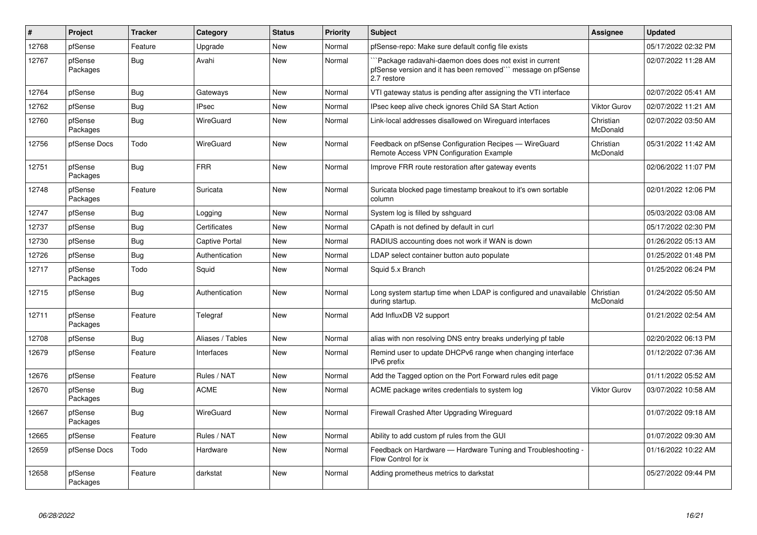| # | Project | Tracker | Category | Status | Priority | Subject | Assignee | Updated |
|---|---|---|---|---|---|---|---|---|
| 12768 | pfSense | Feature | Upgrade | New | Normal | pfSense-repo: Make sure default config file exists | | 05/17/2022 02:32 PM |
| 12767 | pfSense Packages | Bug | Avahi | New | Normal | ```Package radavahi-daemon does does not exist in current pfSense version and it has been removed``` message on pfSense 2.7 restore | | 02/07/2022 11:28 AM |
| 12764 | pfSense | Bug | Gateways | New | Normal | VTI gateway status is pending after assigning the VTI interface | | 02/07/2022 05:41 AM |
| 12762 | pfSense | Bug | IPsec | New | Normal | IPsec keep alive check ignores Child SA Start Action | Viktor Gurov | 02/07/2022 11:21 AM |
| 12760 | pfSense Packages | Bug | WireGuard | New | Normal | Link-local addresses disallowed on Wireguard interfaces | Christian McDonald | 02/07/2022 03:50 AM |
| 12756 | pfSense Docs | Todo | WireGuard | New | Normal | Feedback on pfSense Configuration Recipes — WireGuard Remote Access VPN Configuration Example | Christian McDonald | 05/31/2022 11:42 AM |
| 12751 | pfSense Packages | Bug | FRR | New | Normal | Improve FRR route restoration after gateway events | | 02/06/2022 11:07 PM |
| 12748 | pfSense Packages | Feature | Suricata | New | Normal | Suricata blocked page timestamp breakout to it's own sortable column | | 02/01/2022 12:06 PM |
| 12747 | pfSense | Bug | Logging | New | Normal | System log is filled by sshguard | | 05/03/2022 03:08 AM |
| 12737 | pfSense | Bug | Certificates | New | Normal | CApath is not defined by default in curl | | 05/17/2022 02:30 PM |
| 12730 | pfSense | Bug | Captive Portal | New | Normal | RADIUS accounting does not work if WAN is down | | 01/26/2022 05:13 AM |
| 12726 | pfSense | Bug | Authentication | New | Normal | LDAP select container button auto populate | | 01/25/2022 01:48 PM |
| 12717 | pfSense Packages | Todo | Squid | New | Normal | Squid 5.x Branch | | 01/25/2022 06:24 PM |
| 12715 | pfSense | Bug | Authentication | New | Normal | Long system startup time when LDAP is configured and unavailable during startup. | Christian McDonald | 01/24/2022 05:50 AM |
| 12711 | pfSense Packages | Feature | Telegraf | New | Normal | Add InfluxDB V2 support | | 01/21/2022 02:54 AM |
| 12708 | pfSense | Bug | Aliases / Tables | New | Normal | alias with non resolving DNS entry breaks underlying pf table | | 02/20/2022 06:13 PM |
| 12679 | pfSense | Feature | Interfaces | New | Normal | Remind user to update DHCPv6 range when changing interface IPv6 prefix | | 01/12/2022 07:36 AM |
| 12676 | pfSense | Feature | Rules / NAT | New | Normal | Add the Tagged option on the Port Forward rules edit page | | 01/11/2022 05:52 AM |
| 12670 | pfSense Packages | Bug | ACME | New | Normal | ACME package writes credentials to system log | Viktor Gurov | 03/07/2022 10:58 AM |
| 12667 | pfSense Packages | Bug | WireGuard | New | Normal | Firewall Crashed After Upgrading Wireguard | | 01/07/2022 09:18 AM |
| 12665 | pfSense | Feature | Rules / NAT | New | Normal | Ability to add custom pf rules from the GUI | | 01/07/2022 09:30 AM |
| 12659 | pfSense Docs | Todo | Hardware | New | Normal | Feedback on Hardware — Hardware Tuning and Troubleshooting - Flow Control for ix | | 01/16/2022 10:22 AM |
| 12658 | pfSense Packages | Feature | darkstat | New | Normal | Adding prometheus metrics to darkstat | | 05/27/2022 09:44 PM |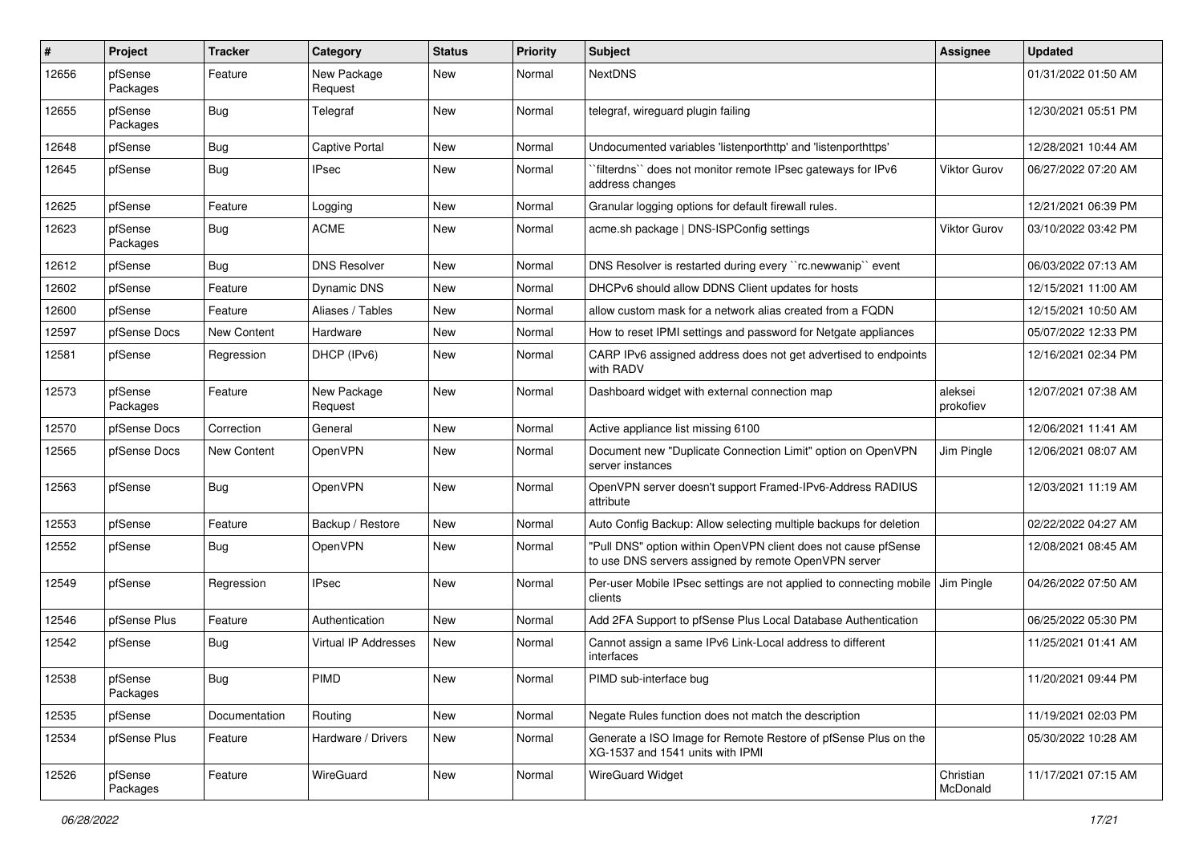| # | Project | Tracker | Category | Status | Priority | Subject | Assignee | Updated |
|---|---|---|---|---|---|---|---|---|
| 12656 | pfSense Packages | Feature | New Package Request | New | Normal | NextDNS | | 01/31/2022 01:50 AM |
| 12655 | pfSense Packages | Bug | Telegraf | New | Normal | telegraf, wireguard plugin failing | | 12/30/2021 05:51 PM |
| 12648 | pfSense | Bug | Captive Portal | New | Normal | Undocumented variables 'listenporthttp' and 'listenporthttps' | | 12/28/2021 10:44 AM |
| 12645 | pfSense | Bug | IPsec | New | Normal | ``filterdns`` does not monitor remote IPsec gateways for IPv6 address changes | Viktor Gurov | 06/27/2022 07:20 AM |
| 12625 | pfSense | Feature | Logging | New | Normal | Granular logging options for default firewall rules. | | 12/21/2021 06:39 PM |
| 12623 | pfSense Packages | Bug | ACME | New | Normal | acme.sh package \| DNS-ISPConfig settings | Viktor Gurov | 03/10/2022 03:42 PM |
| 12612 | pfSense | Bug | DNS Resolver | New | Normal | DNS Resolver is restarted during every ``rc.newwanip`` event | | 06/03/2022 07:13 AM |
| 12602 | pfSense | Feature | Dynamic DNS | New | Normal | DHCPv6 should allow DDNS Client updates for hosts | | 12/15/2021 11:00 AM |
| 12600 | pfSense | Feature | Aliases / Tables | New | Normal | allow custom mask for a network alias created from a FQDN | | 12/15/2021 10:50 AM |
| 12597 | pfSense Docs | New Content | Hardware | New | Normal | How to reset IPMI settings and password for Netgate appliances | | 05/07/2022 12:33 PM |
| 12581 | pfSense | Regression | DHCP (IPv6) | New | Normal | CARP IPv6 assigned address does not get advertised to endpoints with RADV | | 12/16/2021 02:34 PM |
| 12573 | pfSense Packages | Feature | New Package Request | New | Normal | Dashboard widget with external connection map | aleksei prokofiev | 12/07/2021 07:38 AM |
| 12570 | pfSense Docs | Correction | General | New | Normal | Active appliance list missing 6100 | | 12/06/2021 11:41 AM |
| 12565 | pfSense Docs | New Content | OpenVPN | New | Normal | Document new "Duplicate Connection Limit" option on OpenVPN server instances | Jim Pingle | 12/06/2021 08:07 AM |
| 12563 | pfSense | Bug | OpenVPN | New | Normal | OpenVPN server doesn't support Framed-IPv6-Address RADIUS attribute | | 12/03/2021 11:19 AM |
| 12553 | pfSense | Feature | Backup / Restore | New | Normal | Auto Config Backup: Allow selecting multiple backups for deletion | | 02/22/2022 04:27 AM |
| 12552 | pfSense | Bug | OpenVPN | New | Normal | "Pull DNS" option within OpenVPN client does not cause pfSense to use DNS servers assigned by remote OpenVPN server | | 12/08/2021 08:45 AM |
| 12549 | pfSense | Regression | IPsec | New | Normal | Per-user Mobile IPsec settings are not applied to connecting mobile clients | Jim Pingle | 04/26/2022 07:50 AM |
| 12546 | pfSense Plus | Feature | Authentication | New | Normal | Add 2FA Support to pfSense Plus Local Database Authentication | | 06/25/2022 05:30 PM |
| 12542 | pfSense | Bug | Virtual IP Addresses | New | Normal | Cannot assign a same IPv6 Link-Local address to different interfaces | | 11/25/2021 01:41 AM |
| 12538 | pfSense Packages | Bug | PIMD | New | Normal | PIMD sub-interface bug | | 11/20/2021 09:44 PM |
| 12535 | pfSense | Documentation | Routing | New | Normal | Negate Rules function does not match the description | | 11/19/2021 02:03 PM |
| 12534 | pfSense Plus | Feature | Hardware / Drivers | New | Normal | Generate a ISO Image for Remote Restore of pfSense Plus on the XG-1537 and 1541 units with IPMI | | 05/30/2022 10:28 AM |
| 12526 | pfSense Packages | Feature | WireGuard | New | Normal | WireGuard Widget | Christian McDonald | 11/17/2021 07:15 AM |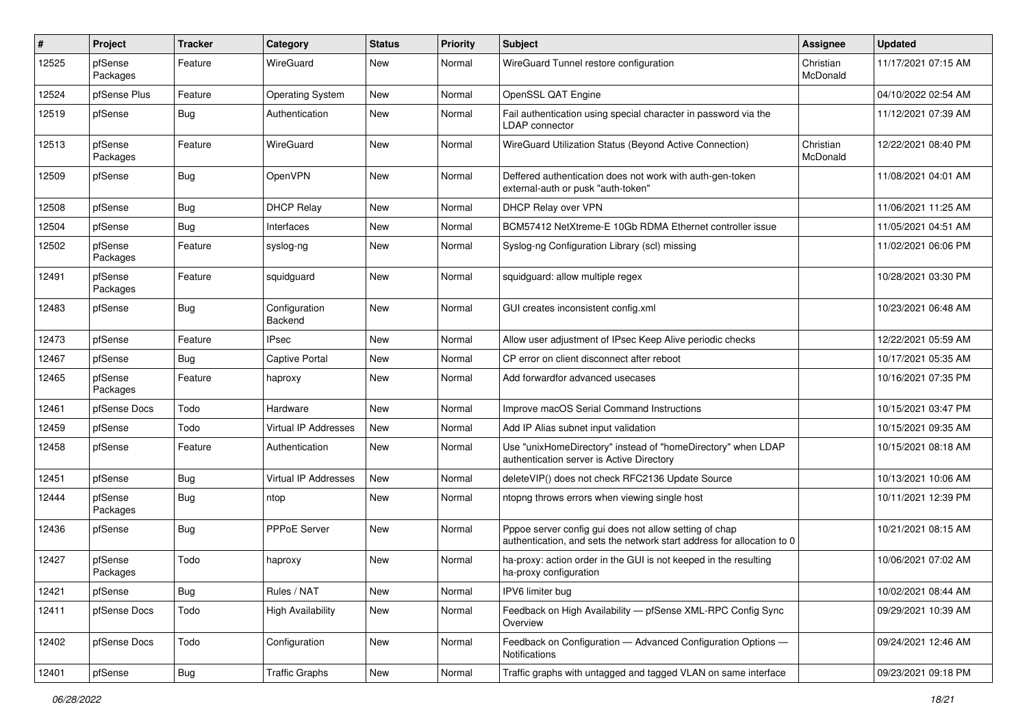| # | Project | Tracker | Category | Status | Priority | Subject | Assignee | Updated |
|---|---|---|---|---|---|---|---|---|
| 12525 | pfSense Packages | Feature | WireGuard | New | Normal | WireGuard Tunnel restore configuration | Christian McDonald | 11/17/2021 07:15 AM |
| 12524 | pfSense Plus | Feature | Operating System | New | Normal | OpenSSL QAT Engine | | 04/10/2022 02:54 AM |
| 12519 | pfSense | Bug | Authentication | New | Normal | Fail authentication using special character in password via the LDAP connector | | 11/12/2021 07:39 AM |
| 12513 | pfSense Packages | Feature | WireGuard | New | Normal | WireGuard Utilization Status (Beyond Active Connection) | Christian McDonald | 12/22/2021 08:40 PM |
| 12509 | pfSense | Bug | OpenVPN | New | Normal | Deffered authentication does not work with auth-gen-token external-auth or pusk "auth-token" | | 11/08/2021 04:01 AM |
| 12508 | pfSense | Bug | DHCP Relay | New | Normal | DHCP Relay over VPN | | 11/06/2021 11:25 AM |
| 12504 | pfSense | Bug | Interfaces | New | Normal | BCM57412 NetXtreme-E 10Gb RDMA Ethernet controller issue | | 11/05/2021 04:51 AM |
| 12502 | pfSense Packages | Feature | syslog-ng | New | Normal | Syslog-ng Configuration Library (scl) missing | | 11/02/2021 06:06 PM |
| 12491 | pfSense Packages | Feature | squidguard | New | Normal | squidguard: allow multiple regex | | 10/28/2021 03:30 PM |
| 12483 | pfSense | Bug | Configuration Backend | New | Normal | GUI creates inconsistent config.xml | | 10/23/2021 06:48 AM |
| 12473 | pfSense | Feature | IPsec | New | Normal | Allow user adjustment of IPsec Keep Alive periodic checks | | 12/22/2021 05:59 AM |
| 12467 | pfSense | Bug | Captive Portal | New | Normal | CP error on client disconnect after reboot | | 10/17/2021 05:35 AM |
| 12465 | pfSense Packages | Feature | haproxy | New | Normal | Add forwardfor advanced usecases | | 10/16/2021 07:35 PM |
| 12461 | pfSense Docs | Todo | Hardware | New | Normal | Improve macOS Serial Command Instructions | | 10/15/2021 03:47 PM |
| 12459 | pfSense | Todo | Virtual IP Addresses | New | Normal | Add IP Alias subnet input validation | | 10/15/2021 09:35 AM |
| 12458 | pfSense | Feature | Authentication | New | Normal | Use "unixHomeDirectory" instead of "homeDirectory" when LDAP authentication server is Active Directory | | 10/15/2021 08:18 AM |
| 12451 | pfSense | Bug | Virtual IP Addresses | New | Normal | deleteVIP() does not check RFC2136 Update Source | | 10/13/2021 10:06 AM |
| 12444 | pfSense Packages | Bug | ntop | New | Normal | ntopng throws errors when viewing single host | | 10/11/2021 12:39 PM |
| 12436 | pfSense | Bug | PPPoE Server | New | Normal | Pppoe server config gui does not allow setting of chap authentication, and sets the network start address for allocation to 0 | | 10/21/2021 08:15 AM |
| 12427 | pfSense Packages | Todo | haproxy | New | Normal | ha-proxy: action order in the GUI is not keeped in the resulting ha-proxy configuration | | 10/06/2021 07:02 AM |
| 12421 | pfSense | Bug | Rules / NAT | New | Normal | IPV6 limiter bug | | 10/02/2021 08:44 AM |
| 12411 | pfSense Docs | Todo | High Availability | New | Normal | Feedback on High Availability — pfSense XML-RPC Config Sync Overview | | 09/29/2021 10:39 AM |
| 12402 | pfSense Docs | Todo | Configuration | New | Normal | Feedback on Configuration — Advanced Configuration Options — Notifications | | 09/24/2021 12:46 AM |
| 12401 | pfSense | Bug | Traffic Graphs | New | Normal | Traffic graphs with untagged and tagged VLAN on same interface | | 09/23/2021 09:18 PM |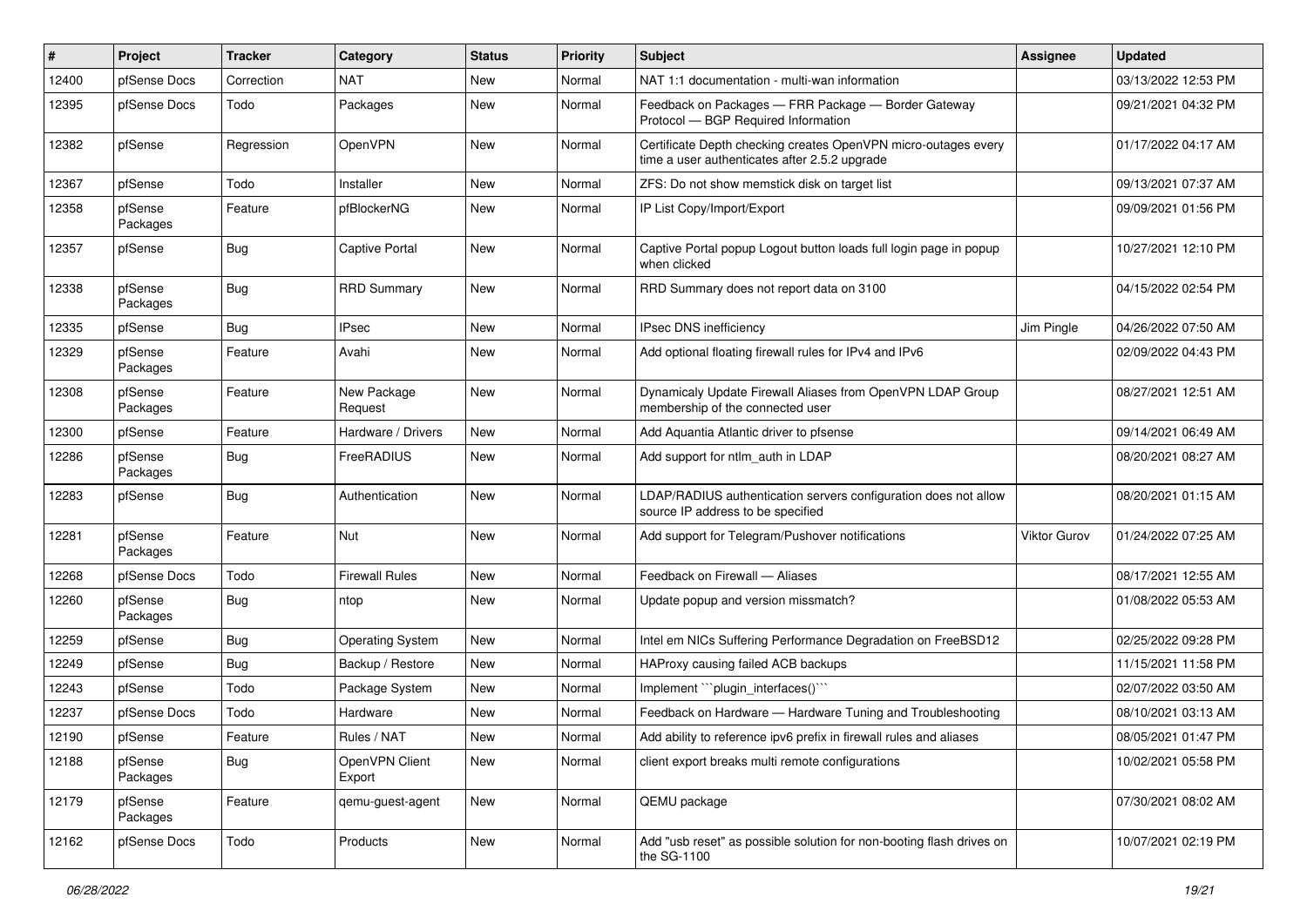| # | Project | Tracker | Category | Status | Priority | Subject | Assignee | Updated |
|---|---|---|---|---|---|---|---|---|
| 12400 | pfSense Docs | Correction | NAT | New | Normal | NAT 1:1 documentation - multi-wan information | | 03/13/2022 12:53 PM |
| 12395 | pfSense Docs | Todo | Packages | New | Normal | Feedback on Packages — FRR Package — Border Gateway Protocol — BGP Required Information | | 09/21/2021 04:32 PM |
| 12382 | pfSense | Regression | OpenVPN | New | Normal | Certificate Depth checking creates OpenVPN micro-outages every time a user authenticates after 2.5.2 upgrade | | 01/17/2022 04:17 AM |
| 12367 | pfSense | Todo | Installer | New | Normal | ZFS: Do not show memstick disk on target list | | 09/13/2021 07:37 AM |
| 12358 | pfSense Packages | Feature | pfBlockerNG | New | Normal | IP List Copy/Import/Export | | 09/09/2021 01:56 PM |
| 12357 | pfSense | Bug | Captive Portal | New | Normal | Captive Portal popup Logout button loads full login page in popup when clicked | | 10/27/2021 12:10 PM |
| 12338 | pfSense Packages | Bug | RRD Summary | New | Normal | RRD Summary does not report data on 3100 | | 04/15/2022 02:54 PM |
| 12335 | pfSense | Bug | IPsec | New | Normal | IPsec DNS inefficiency | Jim Pingle | 04/26/2022 07:50 AM |
| 12329 | pfSense Packages | Feature | Avahi | New | Normal | Add optional floating firewall rules for IPv4 and IPv6 | | 02/09/2022 04:43 PM |
| 12308 | pfSense Packages | Feature | New Package Request | New | Normal | Dynamicaly Update Firewall Aliases from OpenVPN LDAP Group membership of the connected user | | 08/27/2021 12:51 AM |
| 12300 | pfSense | Feature | Hardware / Drivers | New | Normal | Add Aquantia Atlantic driver to pfsense | | 09/14/2021 06:49 AM |
| 12286 | pfSense Packages | Bug | FreeRADIUS | New | Normal | Add support for ntlm_auth in LDAP | | 08/20/2021 08:27 AM |
| 12283 | pfSense | Bug | Authentication | New | Normal | LDAP/RADIUS authentication servers configuration does not allow source IP address to be specified | | 08/20/2021 01:15 AM |
| 12281 | pfSense Packages | Feature | Nut | New | Normal | Add support for Telegram/Pushover notifications | Viktor Gurov | 01/24/2022 07:25 AM |
| 12268 | pfSense Docs | Todo | Firewall Rules | New | Normal | Feedback on Firewall — Aliases | | 08/17/2021 12:55 AM |
| 12260 | pfSense Packages | Bug | ntop | New | Normal | Update popup and version missmatch? | | 01/08/2022 05:53 AM |
| 12259 | pfSense | Bug | Operating System | New | Normal | Intel em NICs Suffering Performance Degradation on FreeBSD12 | | 02/25/2022 09:28 PM |
| 12249 | pfSense | Bug | Backup / Restore | New | Normal | HAProxy causing failed ACB backups | | 11/15/2021 11:58 PM |
| 12243 | pfSense | Todo | Package System | New | Normal | Implement ```plugin_interfaces()``` | | 02/07/2022 03:50 AM |
| 12237 | pfSense Docs | Todo | Hardware | New | Normal | Feedback on Hardware — Hardware Tuning and Troubleshooting | | 08/10/2021 03:13 AM |
| 12190 | pfSense | Feature | Rules / NAT | New | Normal | Add ability to reference ipv6 prefix in firewall rules and aliases | | 08/05/2021 01:47 PM |
| 12188 | pfSense Packages | Bug | OpenVPN Client Export | New | Normal | client export breaks multi remote configurations | | 10/02/2021 05:58 PM |
| 12179 | pfSense Packages | Feature | qemu-guest-agent | New | Normal | QEMU package | | 07/30/2021 08:02 AM |
| 12162 | pfSense Docs | Todo | Products | New | Normal | Add "usb reset" as possible solution for non-booting flash drives on the SG-1100 | | 10/07/2021 02:19 PM |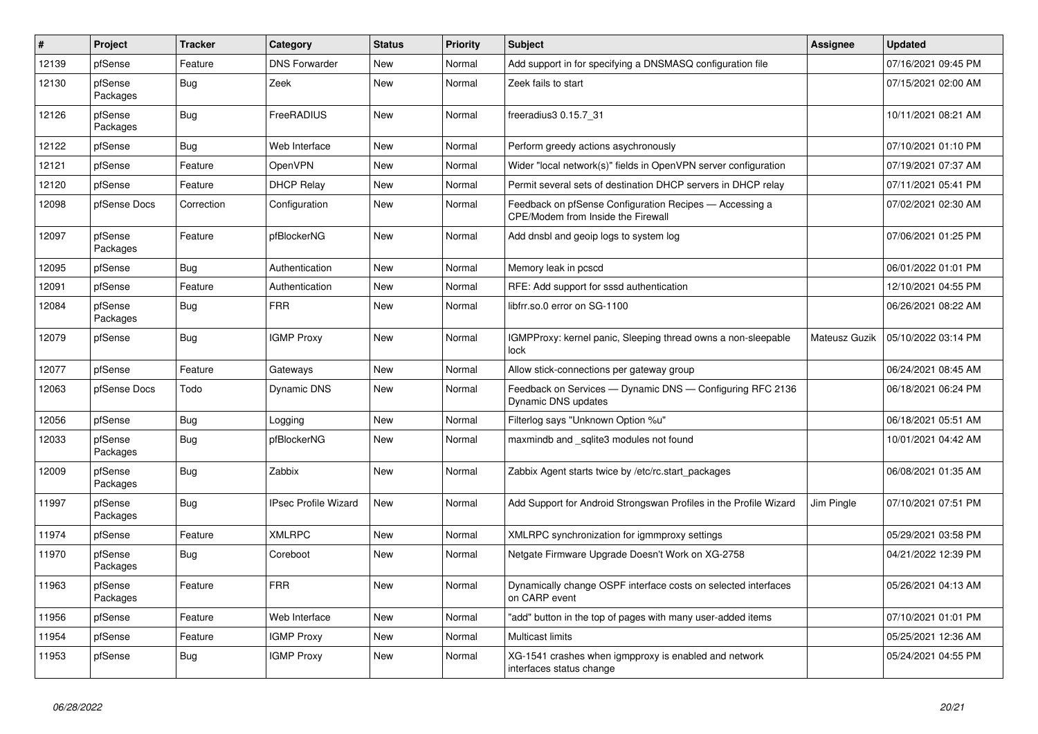| # | Project | Tracker | Category | Status | Priority | Subject | Assignee | Updated |
|---|---|---|---|---|---|---|---|---|
| 12139 | pfSense | Feature | DNS Forwarder | New | Normal | Add support in for specifying a DNSMASQ configuration file | | 07/16/2021 09:45 PM |
| 12130 | pfSense Packages | Bug | Zeek | New | Normal | Zeek fails to start | | 07/15/2021 02:00 AM |
| 12126 | pfSense Packages | Bug | FreeRADIUS | New | Normal | freeradius3 0.15.7_31 | | 10/11/2021 08:21 AM |
| 12122 | pfSense | Bug | Web Interface | New | Normal | Perform greedy actions asychronously | | 07/10/2021 01:10 PM |
| 12121 | pfSense | Feature | OpenVPN | New | Normal | Wider "local network(s)" fields in OpenVPN server configuration | | 07/19/2021 07:37 AM |
| 12120 | pfSense | Feature | DHCP Relay | New | Normal | Permit several sets of destination DHCP servers in DHCP relay | | 07/11/2021 05:41 PM |
| 12098 | pfSense Docs | Correction | Configuration | New | Normal | Feedback on pfSense Configuration Recipes — Accessing a CPE/Modem from Inside the Firewall | | 07/02/2021 02:30 AM |
| 12097 | pfSense Packages | Feature | pfBlockerNG | New | Normal | Add dnsbl and geoip logs to system log | | 07/06/2021 01:25 PM |
| 12095 | pfSense | Bug | Authentication | New | Normal | Memory leak in pcscd | | 06/01/2022 01:01 PM |
| 12091 | pfSense | Feature | Authentication | New | Normal | RFE: Add support for sssd authentication | | 12/10/2021 04:55 PM |
| 12084 | pfSense Packages | Bug | FRR | New | Normal | libfrr.so.0 error on SG-1100 | | 06/26/2021 08:22 AM |
| 12079 | pfSense | Bug | IGMP Proxy | New | Normal | IGMPProxy: kernel panic, Sleeping thread owns a non-sleepable lock | Mateusz Guzik | 05/10/2022 03:14 PM |
| 12077 | pfSense | Feature | Gateways | New | Normal | Allow stick-connections per gateway group | | 06/24/2021 08:45 AM |
| 12063 | pfSense Docs | Todo | Dynamic DNS | New | Normal | Feedback on Services — Dynamic DNS — Configuring RFC 2136 Dynamic DNS updates | | 06/18/2021 06:24 PM |
| 12056 | pfSense | Bug | Logging | New | Normal | Filterlog says "Unknown Option %u" | | 06/18/2021 05:51 AM |
| 12033 | pfSense Packages | Bug | pfBlockerNG | New | Normal | maxmindb and _sqlite3 modules not found | | 10/01/2021 04:42 AM |
| 12009 | pfSense Packages | Bug | Zabbix | New | Normal | Zabbix Agent starts twice by /etc/rc.start_packages | | 06/08/2021 01:35 AM |
| 11997 | pfSense Packages | Bug | IPsec Profile Wizard | New | Normal | Add Support for Android Strongswan Profiles in the Profile Wizard | Jim Pingle | 07/10/2021 07:51 PM |
| 11974 | pfSense | Feature | XMLRPC | New | Normal | XMLRPC synchronization for igmmproxy settings | | 05/29/2021 03:58 PM |
| 11970 | pfSense Packages | Bug | Coreboot | New | Normal | Netgate Firmware Upgrade Doesn't Work on XG-2758 | | 04/21/2022 12:39 PM |
| 11963 | pfSense Packages | Feature | FRR | New | Normal | Dynamically change OSPF interface costs on selected interfaces on CARP event | | 05/26/2021 04:13 AM |
| 11956 | pfSense | Feature | Web Interface | New | Normal | "add" button in the top of pages with many user-added items | | 07/10/2021 01:01 PM |
| 11954 | pfSense | Feature | IGMP Proxy | New | Normal | Multicast limits | | 05/25/2021 12:36 AM |
| 11953 | pfSense | Bug | IGMP Proxy | New | Normal | XG-1541 crashes when igmpproxy is enabled and network interfaces status change | | 05/24/2021 04:55 PM |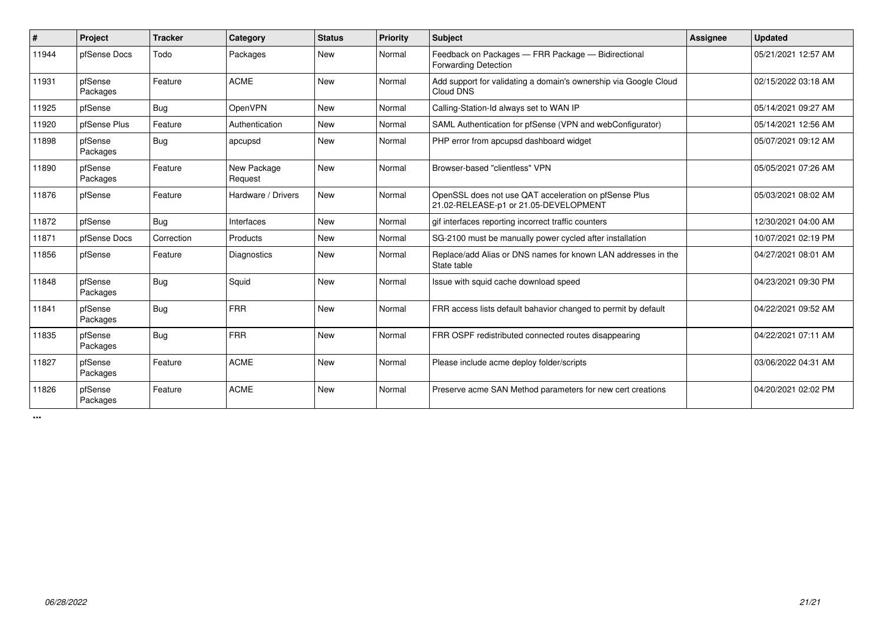| # | Project | Tracker | Category | Status | Priority | Subject | Assignee | Updated |
|---|---|---|---|---|---|---|---|---|
| 11944 | pfSense Docs | Todo | Packages | New | Normal | Feedback on Packages — FRR Package — Bidirectional Forwarding Detection | | 05/21/2021 12:57 AM |
| 11931 | pfSense Packages | Feature | ACME | New | Normal | Add support for validating a domain's ownership via Google Cloud Cloud DNS | | 02/15/2022 03:18 AM |
| 11925 | pfSense | Bug | OpenVPN | New | Normal | Calling-Station-Id always set to WAN IP | | 05/14/2021 09:27 AM |
| 11920 | pfSense Plus | Feature | Authentication | New | Normal | SAML Authentication for pfSense (VPN and webConfigurator) | | 05/14/2021 12:56 AM |
| 11898 | pfSense Packages | Bug | apcupsd | New | Normal | PHP error from apcupsd dashboard widget | | 05/07/2021 09:12 AM |
| 11890 | pfSense Packages | Feature | New Package Request | New | Normal | Browser-based "clientless" VPN | | 05/05/2021 07:26 AM |
| 11876 | pfSense | Feature | Hardware / Drivers | New | Normal | OpenSSL does not use QAT acceleration on pfSense Plus 21.02-RELEASE-p1 or 21.05-DEVELOPMENT | | 05/03/2021 08:02 AM |
| 11872 | pfSense | Bug | Interfaces | New | Normal | gif interfaces reporting incorrect traffic counters | | 12/30/2021 04:00 AM |
| 11871 | pfSense Docs | Correction | Products | New | Normal | SG-2100 must be manually power cycled after installation | | 10/07/2021 02:19 PM |
| 11856 | pfSense | Feature | Diagnostics | New | Normal | Replace/add Alias or DNS names for known LAN addresses in the State table | | 04/27/2021 08:01 AM |
| 11848 | pfSense Packages | Bug | Squid | New | Normal | Issue with squid cache download speed | | 04/23/2021 09:30 PM |
| 11841 | pfSense Packages | Bug | FRR | New | Normal | FRR access lists default bahavior changed to permit by default | | 04/22/2021 09:52 AM |
| 11835 | pfSense Packages | Bug | FRR | New | Normal | FRR OSPF redistributed connected routes disappearing | | 04/22/2021 07:11 AM |
| 11827 | pfSense Packages | Feature | ACME | New | Normal | Please include acme deploy folder/scripts | | 03/06/2022 04:31 AM |
| 11826 | pfSense Packages | Feature | ACME | New | Normal | Preserve acme SAN Method parameters for new cert creations | | 04/20/2021 02:02 PM |

...